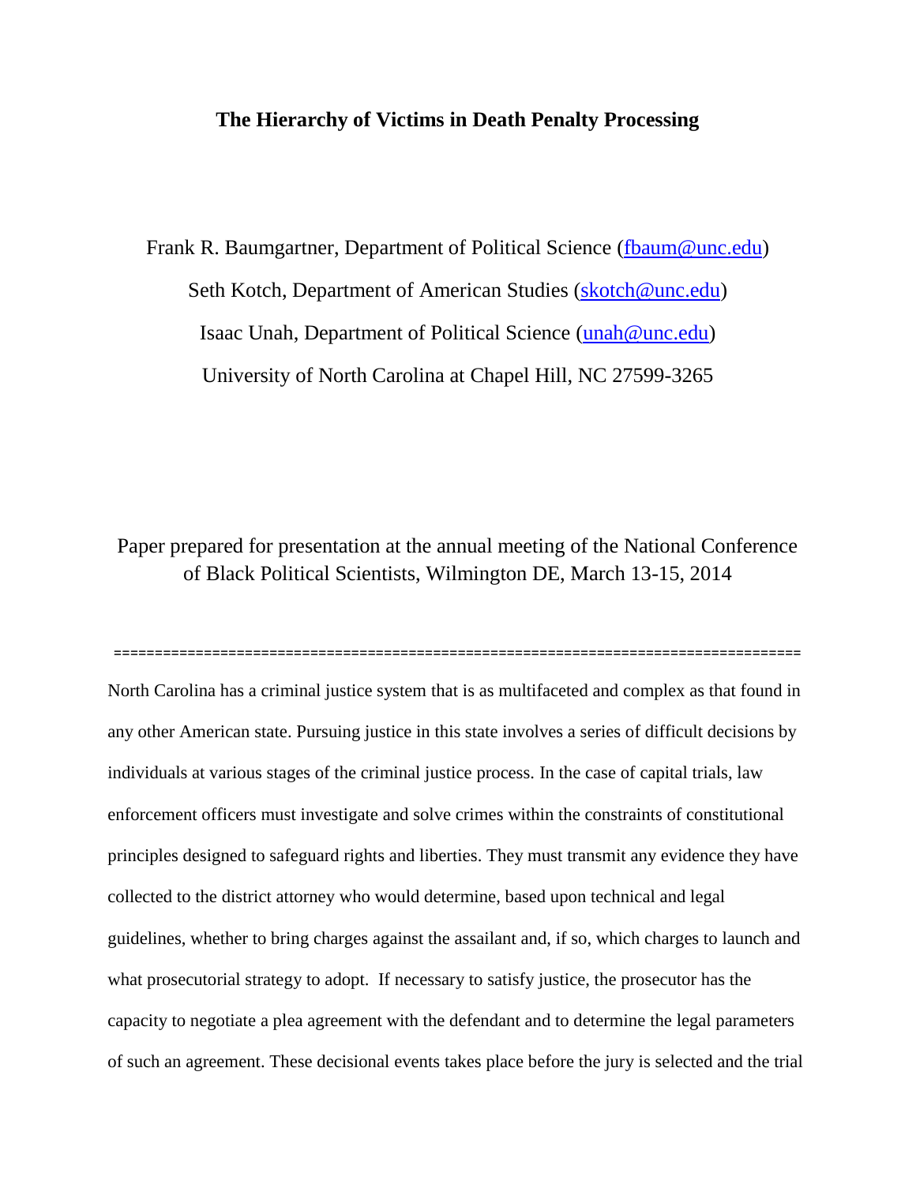# The Hierarchy of Victims in Death Penalty Processing

Frank R. Baumgartner, Department of Political Science (fbaum@unc.edu)

Seth Kotch, Department of American Studies (skotch@unc.edu)

Isaac Unah, Department of Political Science (unah@unc.edu)

University of North Carolina at Chapel Hill, NC 27599-3265

Paper prepared for presentation at the annual meeting of the National Conference of Black Political Scientists, Wilmington DE, March 13-15, 2014

---

North Carolina has a criminal justice system that is as multifaceted and complex as that found in any other American state. Pursuing justice in this state involves a series of difficult decisions by individuals at various stages of the criminal justice process. In the case of capital trials, law enforcement officers must investigate and solve crimes within the constraints of constitutional principles designed to safeguard rights and liberties. They must transmit any evidence they have collected to the district attorney who would determine, based upon technical and legal guidelines, whether to bring charges against the assailant and, if so, which charges to launch and what prosecutorial strategy to adopt. If necessary to satisfy justice, the prosecutor has the capacity to negotiate a plea agreement with the defendant and to determine the legal parameters of such an agreement. These decisional events takes place before the jury is selected and the trial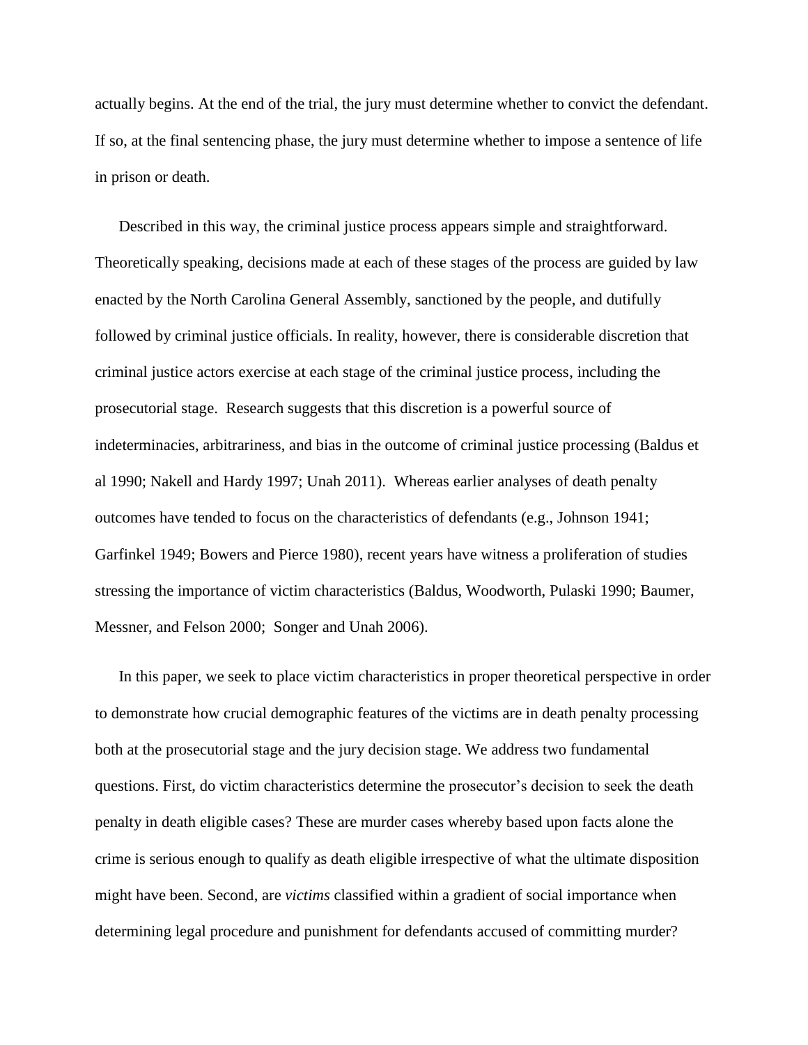actually begins. At the end of the trial, the jury must determine whether to convict the defendant. If so, at the final sentencing phase, the jury must determine whether to impose a sentence of life in prison or death.

Described in this way, the criminal justice process appears simple and straightforward. Theoretically speaking, decisions made at each of these stages of the process are guided by law enacted by the North Carolina General Assembly, sanctioned by the people, and dutifully followed by criminal justice officials. In reality, however, there is considerable discretion that criminal justice actors exercise at each stage of the criminal justice process, including the prosecutorial stage. Research suggests that this discretion is a powerful source of indeterminacies, arbitrariness, and bias in the outcome of criminal justice processing (Baldus et al 1990; Nakell and Hardy 1997; Unah 2011). Whereas earlier analyses of death penalty outcomes have tended to focus on the characteristics of defendants (e.g., Johnson 1941; Garfinkel 1949; Bowers and Pierce 1980), recent years have witness a proliferation of studies stressing the importance of victim characteristics (Baldus, Woodworth, Pulaski 1990; Baumer, Messner, and Felson 2000; Songer and Unah 2006).

In this paper, we seek to place victim characteristics in proper theoretical perspective in order to demonstrate how crucial demographic features of the victims are in death penalty processing both at the prosecutorial stage and the jury decision stage. We address two fundamental questions. First, do victim characteristics determine the prosecutor's decision to seek the death penalty in death eligible cases? These are murder cases whereby based upon facts alone the crime is serious enough to qualify as death eligible irrespective of what the ultimate disposition might have been. Second, are *victims* classified within a gradient of social importance when determining legal procedure and punishment for defendants accused of committing murder?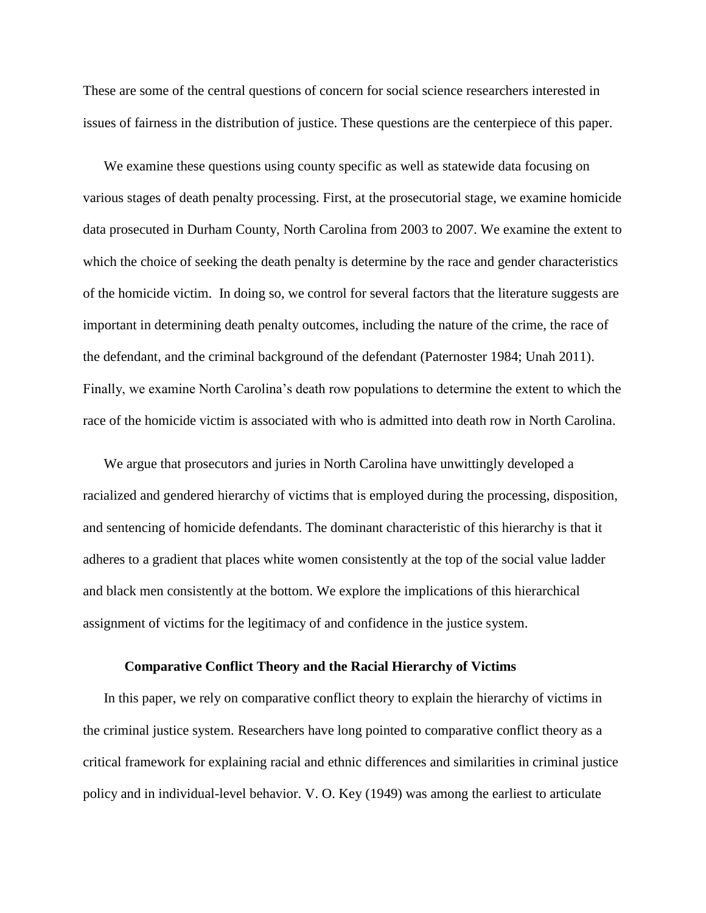These are some of the central questions of concern for social science researchers interested in issues of fairness in the distribution of justice. These questions are the centerpiece of this paper.

We examine these questions using county specific as well as statewide data focusing on various stages of death penalty processing. First, at the prosecutorial stage, we examine homicide data prosecuted in Durham County, North Carolina from 2003 to 2007. We examine the extent to which the choice of seeking the death penalty is determine by the race and gender characteristics of the homicide victim. In doing so, we control for several factors that the literature suggests are important in determining death penalty outcomes, including the nature of the crime, the race of the defendant, and the criminal background of the defendant (Paternoster 1984; Unah 2011). Finally, we examine North Carolina's death row populations to determine the extent to which the race of the homicide victim is associated with who is admitted into death row in North Carolina.

We argue that prosecutors and juries in North Carolina have unwittingly developed a racialized and gendered hierarchy of victims that is employed during the processing, disposition, and sentencing of homicide defendants. The dominant characteristic of this hierarchy is that it adheres to a gradient that places white women consistently at the top of the social value ladder and black men consistently at the bottom. We explore the implications of this hierarchical assignment of victims for the legitimacy of and confidence in the justice system.

## Comparative Conflict Theory and the Racial Hierarchy of Victims

In this paper, we rely on comparative conflict theory to explain the hierarchy of victims in the criminal justice system. Researchers have long pointed to comparative conflict theory as a critical framework for explaining racial and ethnic differences and similarities in criminal justice policy and in individual-level behavior. V. O. Key (1949) was among the earliest to articulate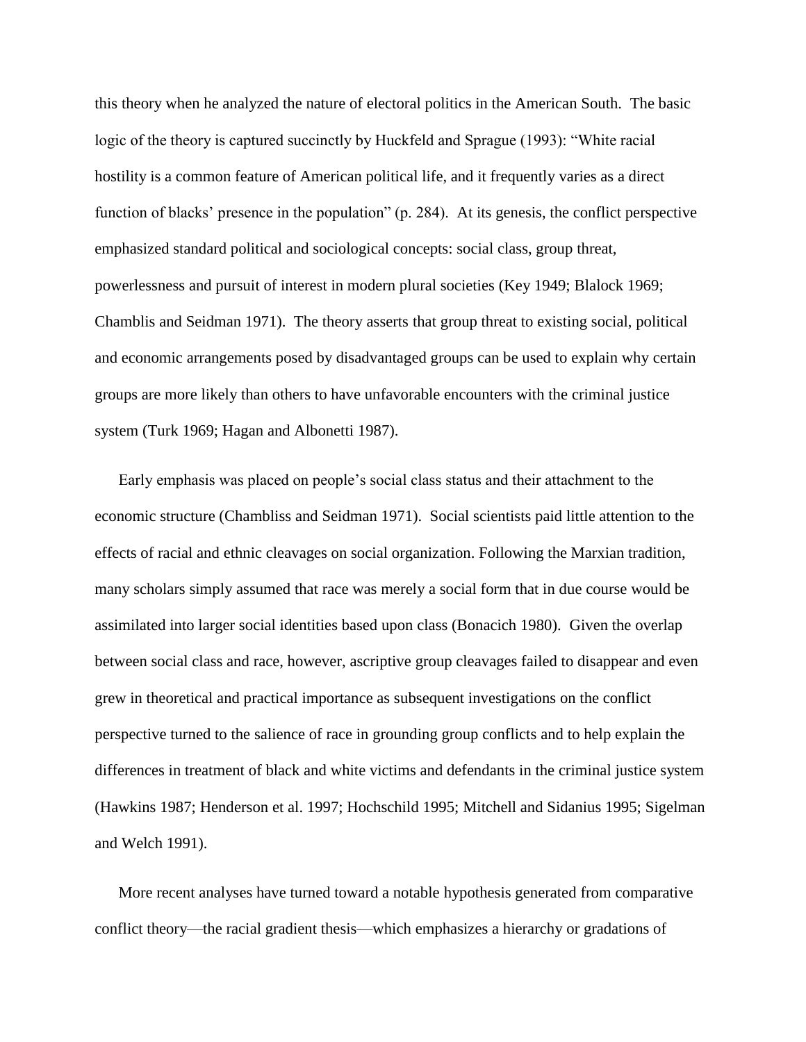this theory when he analyzed the nature of electoral politics in the American South. The basic logic of the theory is captured succinctly by Huckfeld and Sprague (1993): "White racial hostility is a common feature of American political life, and it frequently varies as a direct function of blacks' presence in the population" (p. 284). At its genesis, the conflict perspective emphasized standard political and sociological concepts: social class, group threat, powerlessness and pursuit of interest in modern plural societies (Key 1949; Blalock 1969; Chamblis and Seidman 1971). The theory asserts that group threat to existing social, political and economic arrangements posed by disadvantaged groups can be used to explain why certain groups are more likely than others to have unfavorable encounters with the criminal justice system (Turk 1969; Hagan and Albonetti 1987).

Early emphasis was placed on people's social class status and their attachment to the economic structure (Chambliss and Seidman 1971). Social scientists paid little attention to the effects of racial and ethnic cleavages on social organization. Following the Marxian tradition, many scholars simply assumed that race was merely a social form that in due course would be assimilated into larger social identities based upon class (Bonacich 1980). Given the overlap between social class and race, however, ascriptive group cleavages failed to disappear and even grew in theoretical and practical importance as subsequent investigations on the conflict perspective turned to the salience of race in grounding group conflicts and to help explain the differences in treatment of black and white victims and defendants in the criminal justice system (Hawkins 1987; Henderson et al. 1997; Hochschild 1995; Mitchell and Sidanius 1995; Sigelman and Welch 1991).

More recent analyses have turned toward a notable hypothesis generated from comparative conflict theory—the racial gradient thesis—which emphasizes a hierarchy or gradations of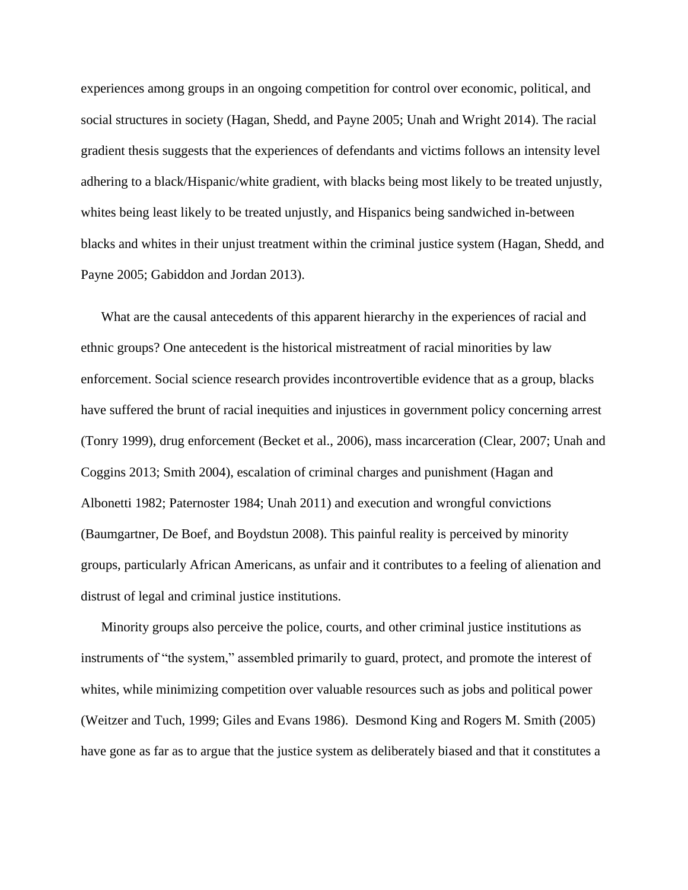experiences among groups in an ongoing competition for control over economic, political, and social structures in society (Hagan, Shedd, and Payne 2005; Unah and Wright 2014). The racial gradient thesis suggests that the experiences of defendants and victims follows an intensity level adhering to a black/Hispanic/white gradient, with blacks being most likely to be treated unjustly, whites being least likely to be treated unjustly, and Hispanics being sandwiched in-between blacks and whites in their unjust treatment within the criminal justice system (Hagan, Shedd, and Payne 2005; Gabiddon and Jordan 2013).

What are the causal antecedents of this apparent hierarchy in the experiences of racial and ethnic groups? One antecedent is the historical mistreatment of racial minorities by law enforcement. Social science research provides incontrovertible evidence that as a group, blacks have suffered the brunt of racial inequities and injustices in government policy concerning arrest (Tonry 1999), drug enforcement (Becket et al., 2006), mass incarceration (Clear, 2007; Unah and Coggins 2013; Smith 2004), escalation of criminal charges and punishment (Hagan and Albonetti 1982; Paternoster 1984; Unah 2011) and execution and wrongful convictions (Baumgartner, De Boef, and Boydstun 2008). This painful reality is perceived by minority groups, particularly African Americans, as unfair and it contributes to a feeling of alienation and distrust of legal and criminal justice institutions.

Minority groups also perceive the police, courts, and other criminal justice institutions as instruments of "the system," assembled primarily to guard, protect, and promote the interest of whites, while minimizing competition over valuable resources such as jobs and political power (Weitzer and Tuch, 1999; Giles and Evans 1986). Desmond King and Rogers M. Smith (2005) have gone as far as to argue that the justice system as deliberately biased and that it constitutes a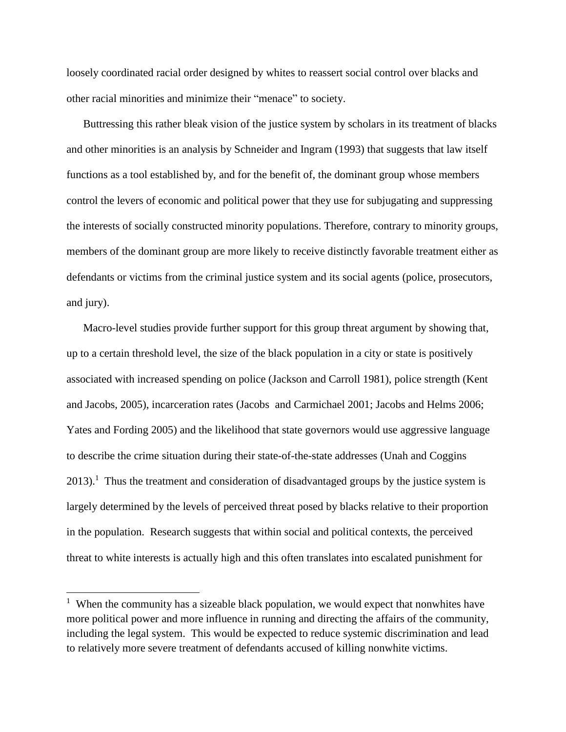loosely coordinated racial order designed by whites to reassert social control over blacks and other racial minorities and minimize their "menace" to society.

Buttressing this rather bleak vision of the justice system by scholars in its treatment of blacks and other minorities is an analysis by Schneider and Ingram (1993) that suggests that law itself functions as a tool established by, and for the benefit of, the dominant group whose members control the levers of economic and political power that they use for subjugating and suppressing the interests of socially constructed minority populations. Therefore, contrary to minority groups, members of the dominant group are more likely to receive distinctly favorable treatment either as defendants or victims from the criminal justice system and its social agents (police, prosecutors, and jury).

Macro-level studies provide further support for this group threat argument by showing that, up to a certain threshold level, the size of the black population in a city or state is positively associated with increased spending on police (Jackson and Carroll 1981), police strength (Kent and Jacobs, 2005), incarceration rates (Jacobs and Carmichael 2001; Jacobs and Helms 2006; Yates and Fording 2005) and the likelihood that state governors would use aggressive language to describe the crime situation during their state-of-the-state addresses (Unah and Coggins 2013).[1] Thus the treatment and consideration of disadvantaged groups by the justice system is largely determined by the levels of perceived threat posed by blacks relative to their proportion in the population. Research suggests that within social and political contexts, the perceived threat to white interests is actually high and this often translates into escalated punishment for

[1] When the community has a sizeable black population, we would expect that nonwhites have more political power and more influence in running and directing the affairs of the community, including the legal system. This would be expected to reduce systemic discrimination and lead to relatively more severe treatment of defendants accused of killing nonwhite victims.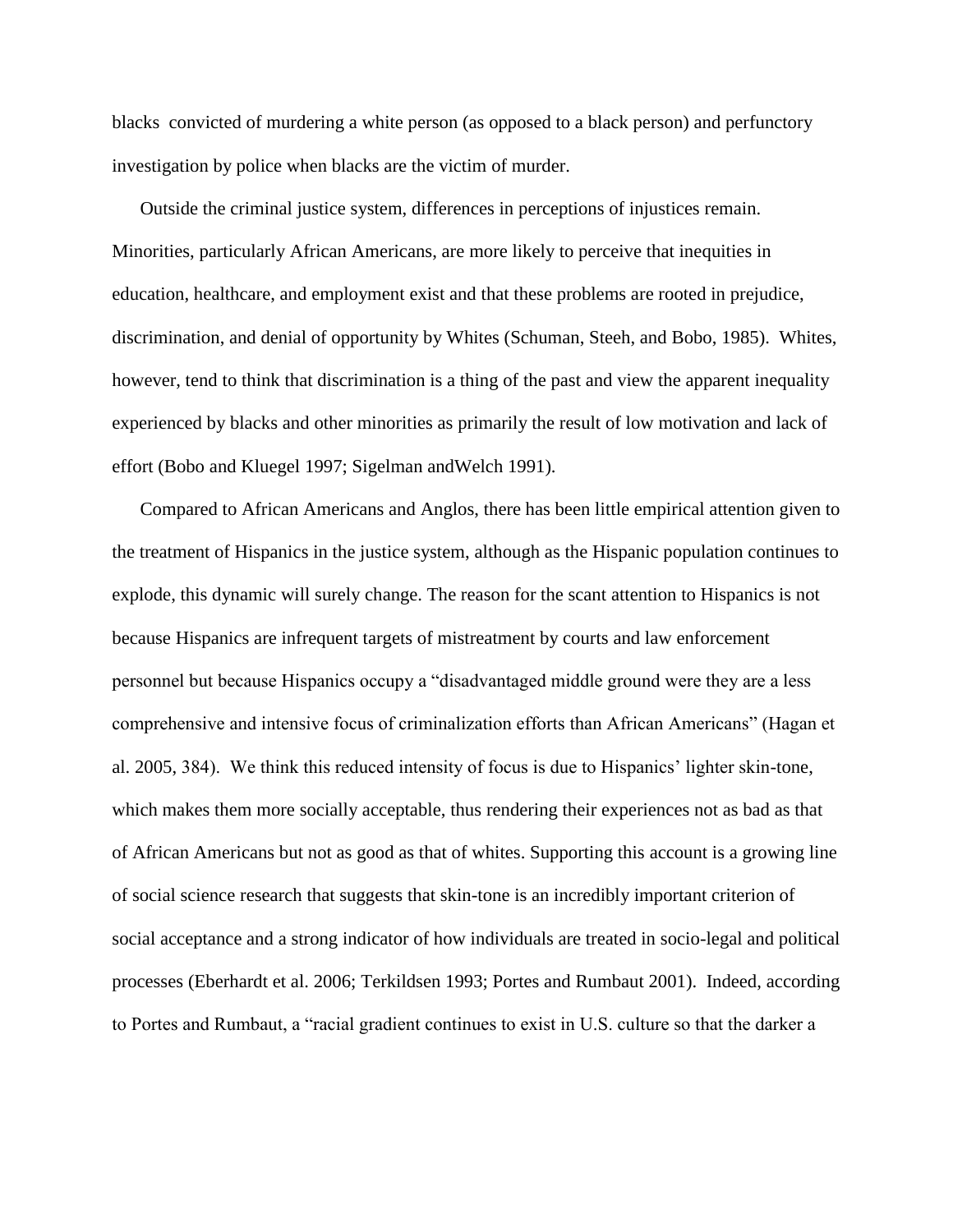blacks convicted of murdering a white person (as opposed to a black person) and perfunctory investigation by police when blacks are the victim of murder.

Outside the criminal justice system, differences in perceptions of injustices remain. Minorities, particularly African Americans, are more likely to perceive that inequities in education, healthcare, and employment exist and that these problems are rooted in prejudice, discrimination, and denial of opportunity by Whites (Schuman, Steeh, and Bobo, 1985). Whites, however, tend to think that discrimination is a thing of the past and view the apparent inequality experienced by blacks and other minorities as primarily the result of low motivation and lack of effort (Bobo and Kluegel 1997; Sigelman andWelch 1991).

Compared to African Americans and Anglos, there has been little empirical attention given to the treatment of Hispanics in the justice system, although as the Hispanic population continues to explode, this dynamic will surely change. The reason for the scant attention to Hispanics is not because Hispanics are infrequent targets of mistreatment by courts and law enforcement personnel but because Hispanics occupy a "disadvantaged middle ground were they are a less comprehensive and intensive focus of criminalization efforts than African Americans" (Hagan et al. 2005, 384). We think this reduced intensity of focus is due to Hispanics' lighter skin-tone, which makes them more socially acceptable, thus rendering their experiences not as bad as that of African Americans but not as good as that of whites. Supporting this account is a growing line of social science research that suggests that skin-tone is an incredibly important criterion of social acceptance and a strong indicator of how individuals are treated in socio-legal and political processes (Eberhardt et al. 2006; Terkildsen 1993; Portes and Rumbaut 2001). Indeed, according to Portes and Rumbaut, a "racial gradient continues to exist in U.S. culture so that the darker a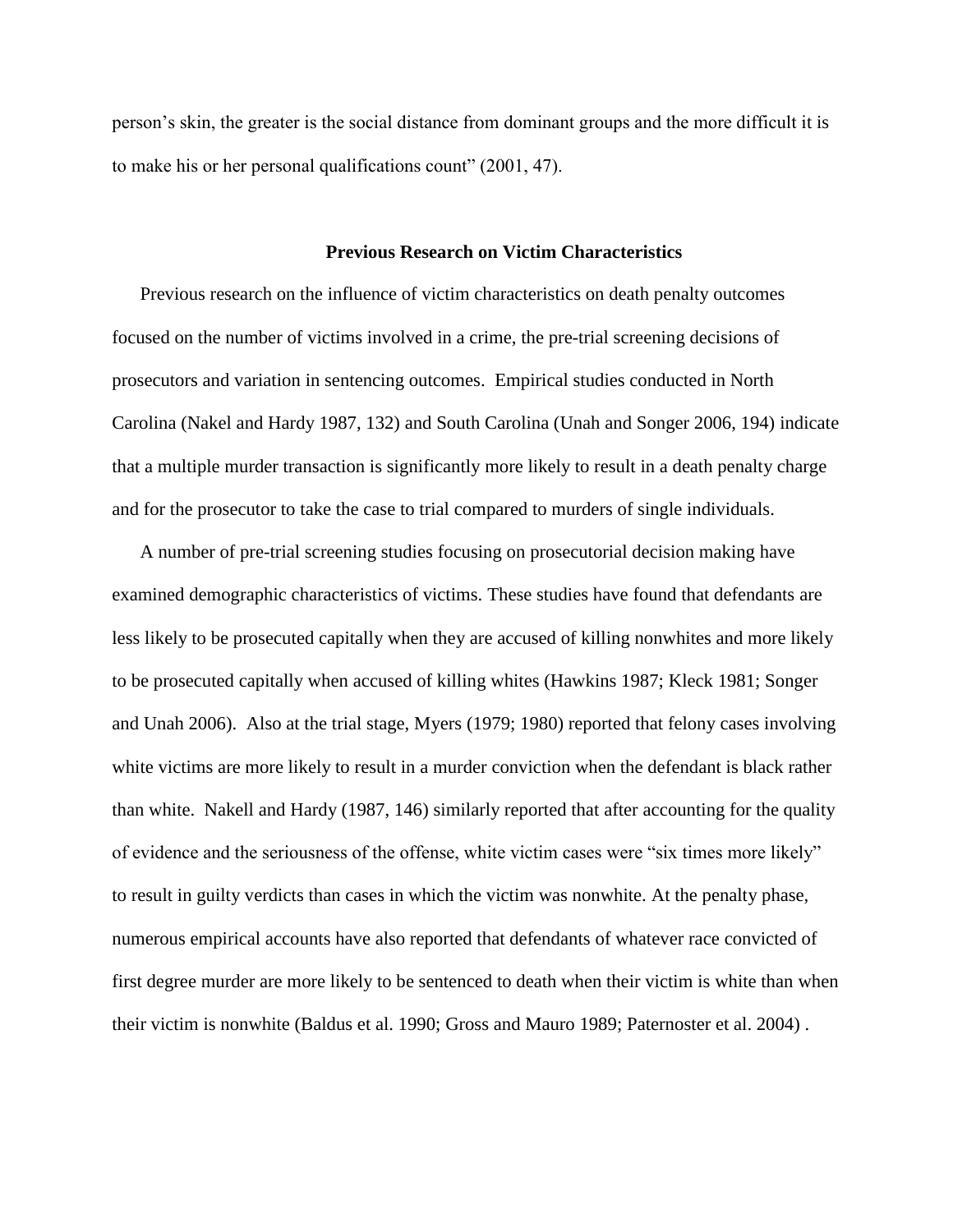person's skin, the greater is the social distance from dominant groups and the more difficult it is to make his or her personal qualifications count" (2001, 47).

## Previous Research on Victim Characteristics

Previous research on the influence of victim characteristics on death penalty outcomes focused on the number of victims involved in a crime, the pre-trial screening decisions of prosecutors and variation in sentencing outcomes. Empirical studies conducted in North Carolina (Nakel and Hardy 1987, 132) and South Carolina (Unah and Songer 2006, 194) indicate that a multiple murder transaction is significantly more likely to result in a death penalty charge and for the prosecutor to take the case to trial compared to murders of single individuals.

A number of pre-trial screening studies focusing on prosecutorial decision making have examined demographic characteristics of victims. These studies have found that defendants are less likely to be prosecuted capitally when they are accused of killing nonwhites and more likely to be prosecuted capitally when accused of killing whites (Hawkins 1987; Kleck 1981; Songer and Unah 2006). Also at the trial stage, Myers (1979; 1980) reported that felony cases involving white victims are more likely to result in a murder conviction when the defendant is black rather than white. Nakell and Hardy (1987, 146) similarly reported that after accounting for the quality of evidence and the seriousness of the offense, white victim cases were "six times more likely" to result in guilty verdicts than cases in which the victim was nonwhite. At the penalty phase, numerous empirical accounts have also reported that defendants of whatever race convicted of first degree murder are more likely to be sentenced to death when their victim is white than when their victim is nonwhite (Baldus et al. 1990; Gross and Mauro 1989; Paternoster et al. 2004) .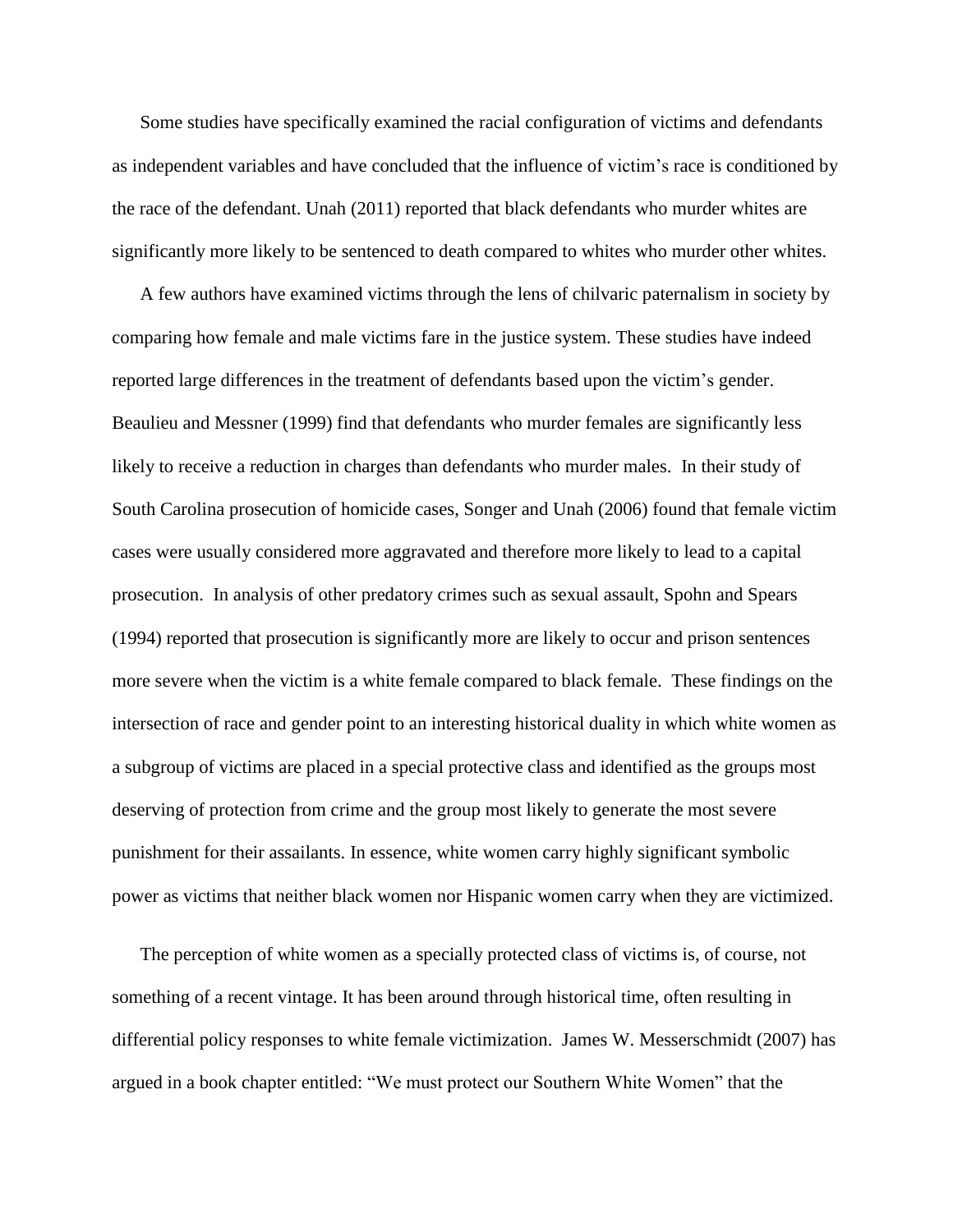Some studies have specifically examined the racial configuration of victims and defendants as independent variables and have concluded that the influence of victim's race is conditioned by the race of the defendant. Unah (2011) reported that black defendants who murder whites are significantly more likely to be sentenced to death compared to whites who murder other whites.

A few authors have examined victims through the lens of chilvaric paternalism in society by comparing how female and male victims fare in the justice system. These studies have indeed reported large differences in the treatment of defendants based upon the victim's gender. Beaulieu and Messner (1999) find that defendants who murder females are significantly less likely to receive a reduction in charges than defendants who murder males. In their study of South Carolina prosecution of homicide cases, Songer and Unah (2006) found that female victim cases were usually considered more aggravated and therefore more likely to lead to a capital prosecution. In analysis of other predatory crimes such as sexual assault, Spohn and Spears (1994) reported that prosecution is significantly more are likely to occur and prison sentences more severe when the victim is a white female compared to black female. These findings on the intersection of race and gender point to an interesting historical duality in which white women as a subgroup of victims are placed in a special protective class and identified as the groups most deserving of protection from crime and the group most likely to generate the most severe punishment for their assailants. In essence, white women carry highly significant symbolic power as victims that neither black women nor Hispanic women carry when they are victimized.

The perception of white women as a specially protected class of victims is, of course, not something of a recent vintage. It has been around through historical time, often resulting in differential policy responses to white female victimization. James W. Messerschmidt (2007) has argued in a book chapter entitled: "We must protect our Southern White Women" that the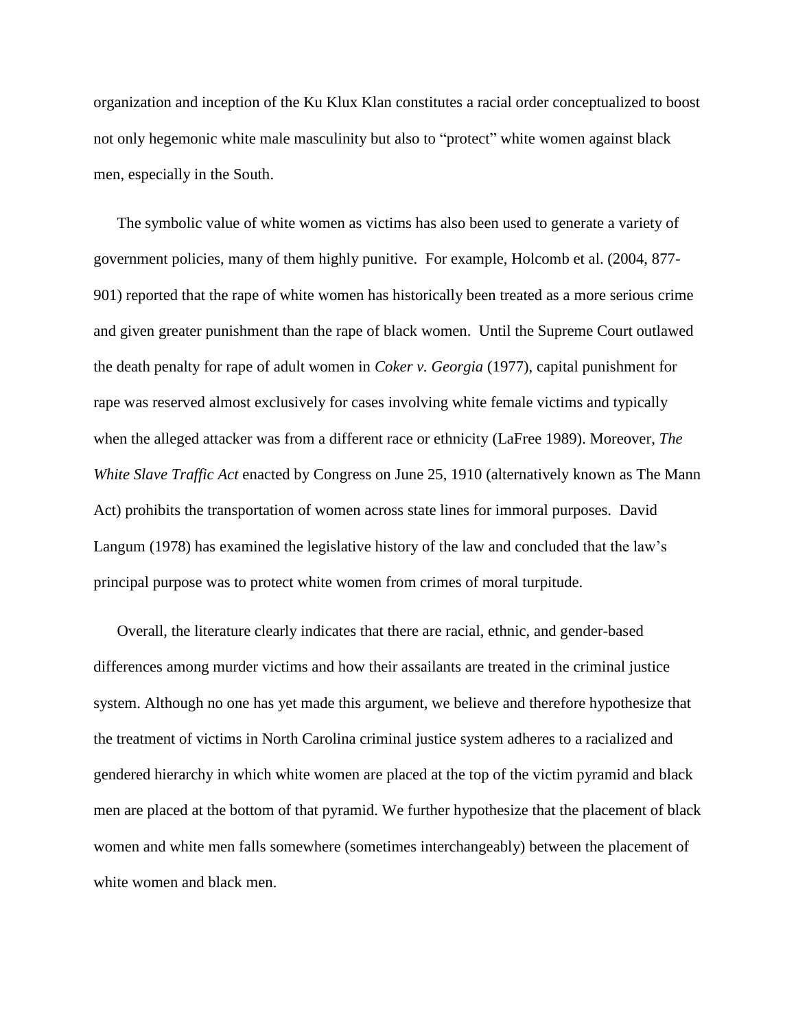organization and inception of the Ku Klux Klan constitutes a racial order conceptualized to boost not only hegemonic white male masculinity but also to "protect" white women against black men, especially in the South.

The symbolic value of white women as victims has also been used to generate a variety of government policies, many of them highly punitive. For example, Holcomb et al. (2004, 877-901) reported that the rape of white women has historically been treated as a more serious crime and given greater punishment than the rape of black women. Until the Supreme Court outlawed the death penalty for rape of adult women in *Coker v. Georgia* (1977), capital punishment for rape was reserved almost exclusively for cases involving white female victims and typically when the alleged attacker was from a different race or ethnicity (LaFree 1989). Moreover, *The White Slave Traffic Act* enacted by Congress on June 25, 1910 (alternatively known as The Mann Act) prohibits the transportation of women across state lines for immoral purposes. David Langum (1978) has examined the legislative history of the law and concluded that the law's principal purpose was to protect white women from crimes of moral turpitude.

Overall, the literature clearly indicates that there are racial, ethnic, and gender-based differences among murder victims and how their assailants are treated in the criminal justice system. Although no one has yet made this argument, we believe and therefore hypothesize that the treatment of victims in North Carolina criminal justice system adheres to a racialized and gendered hierarchy in which white women are placed at the top of the victim pyramid and black men are placed at the bottom of that pyramid. We further hypothesize that the placement of black women and white men falls somewhere (sometimes interchangeably) between the placement of white women and black men.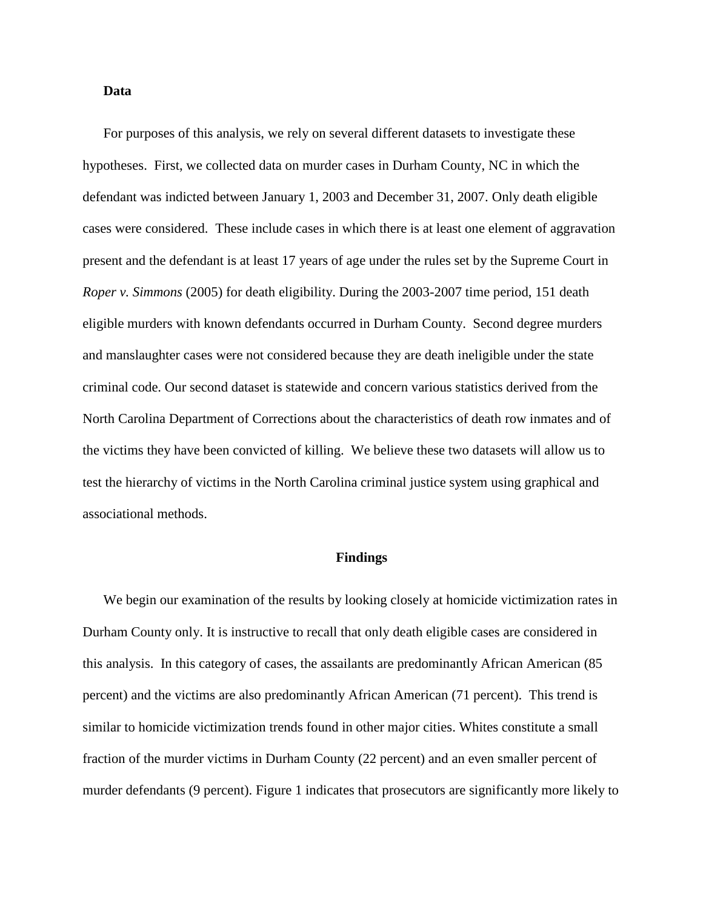**Data**

For purposes of this analysis, we rely on several different datasets to investigate these hypotheses. First, we collected data on murder cases in Durham County, NC in which the defendant was indicted between January 1, 2003 and December 31, 2007. Only death eligible cases were considered. These include cases in which there is at least one element of aggravation present and the defendant is at least 17 years of age under the rules set by the Supreme Court in *Roper v. Simmons* (2005) for death eligibility. During the 2003-2007 time period, 151 death eligible murders with known defendants occurred in Durham County. Second degree murders and manslaughter cases were not considered because they are death ineligible under the state criminal code. Our second dataset is statewide and concern various statistics derived from the North Carolina Department of Corrections about the characteristics of death row inmates and of the victims they have been convicted of killing. We believe these two datasets will allow us to test the hierarchy of victims in the North Carolina criminal justice system using graphical and associational methods.

## Findings

We begin our examination of the results by looking closely at homicide victimization rates in Durham County only. It is instructive to recall that only death eligible cases are considered in this analysis. In this category of cases, the assailants are predominantly African American (85 percent) and the victims are also predominantly African American (71 percent). This trend is similar to homicide victimization trends found in other major cities. Whites constitute a small fraction of the murder victims in Durham County (22 percent) and an even smaller percent of murder defendants (9 percent). Figure 1 indicates that prosecutors are significantly more likely to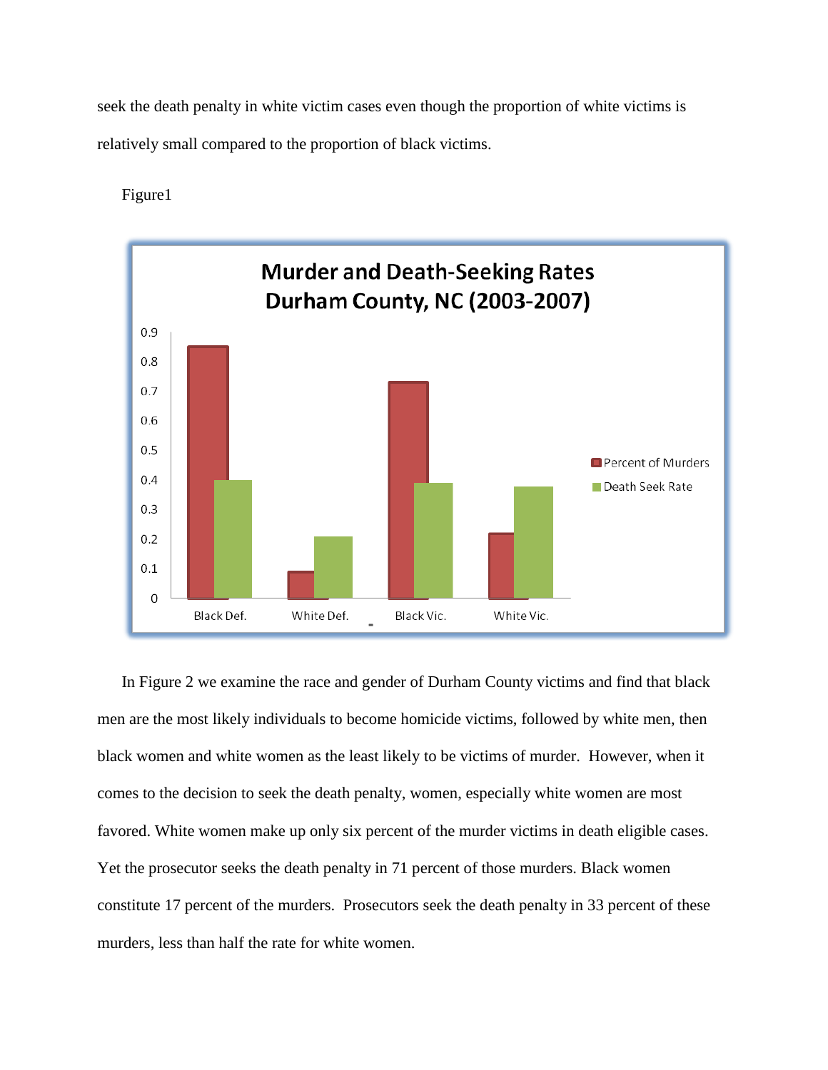seek the death penalty in white victim cases even though the proportion of white victims is relatively small compared to the proportion of black victims.

Figure1

In Figure 2 we examine the race and gender of Durham County victims and find that black men are the most likely individuals to become homicide victims, followed by white men, then black women and white women as the least likely to be victims of murder. However, when it comes to the decision to seek the death penalty, women, especially white women are most favored. White women make up only six percent of the murder victims in death eligible cases. Yet the prosecutor seeks the death penalty in 71 percent of those murders. Black women constitute 17 percent of the murders. Prosecutors seek the death penalty in 33 percent of these murders, less than half the rate for white women.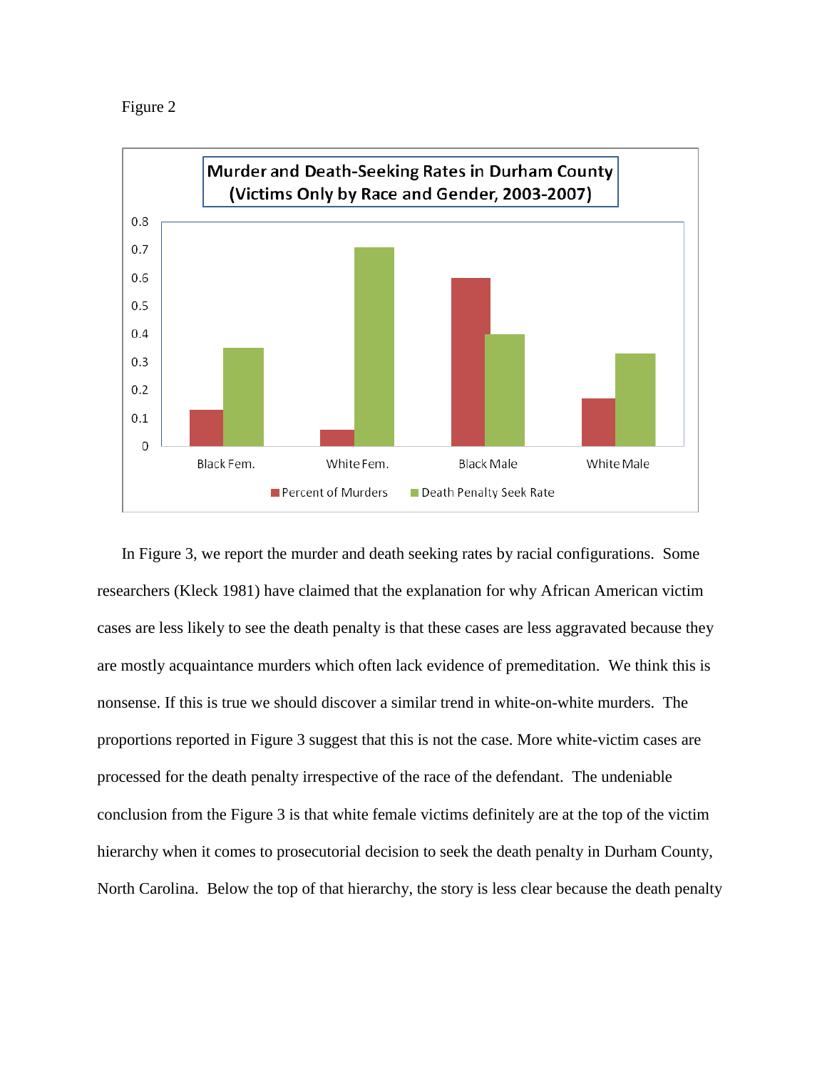Figure 2

**Murder and Death-Seeking Rates in Durham County (Victims Only by Race and Gender, 2003-2007)**

In Figure 3, we report the murder and death seeking rates by racial configurations. Some researchers (Kleck 1981) have claimed that the explanation for why African American victim cases are less likely to see the death penalty is that these cases are less aggravated because they are mostly acquaintance murders which often lack evidence of premeditation. We think this is nonsense. If this is true we should discover a similar trend in white-on-white murders. The proportions reported in Figure 3 suggest that this is not the case. More white-victim cases are processed for the death penalty irrespective of the race of the defendant. The undeniable conclusion from the Figure 3 is that white female victims definitely are at the top of the victim hierarchy when it comes to prosecutorial decision to seek the death penalty in Durham County, North Carolina. Below the top of that hierarchy, the story is less clear because the death penalty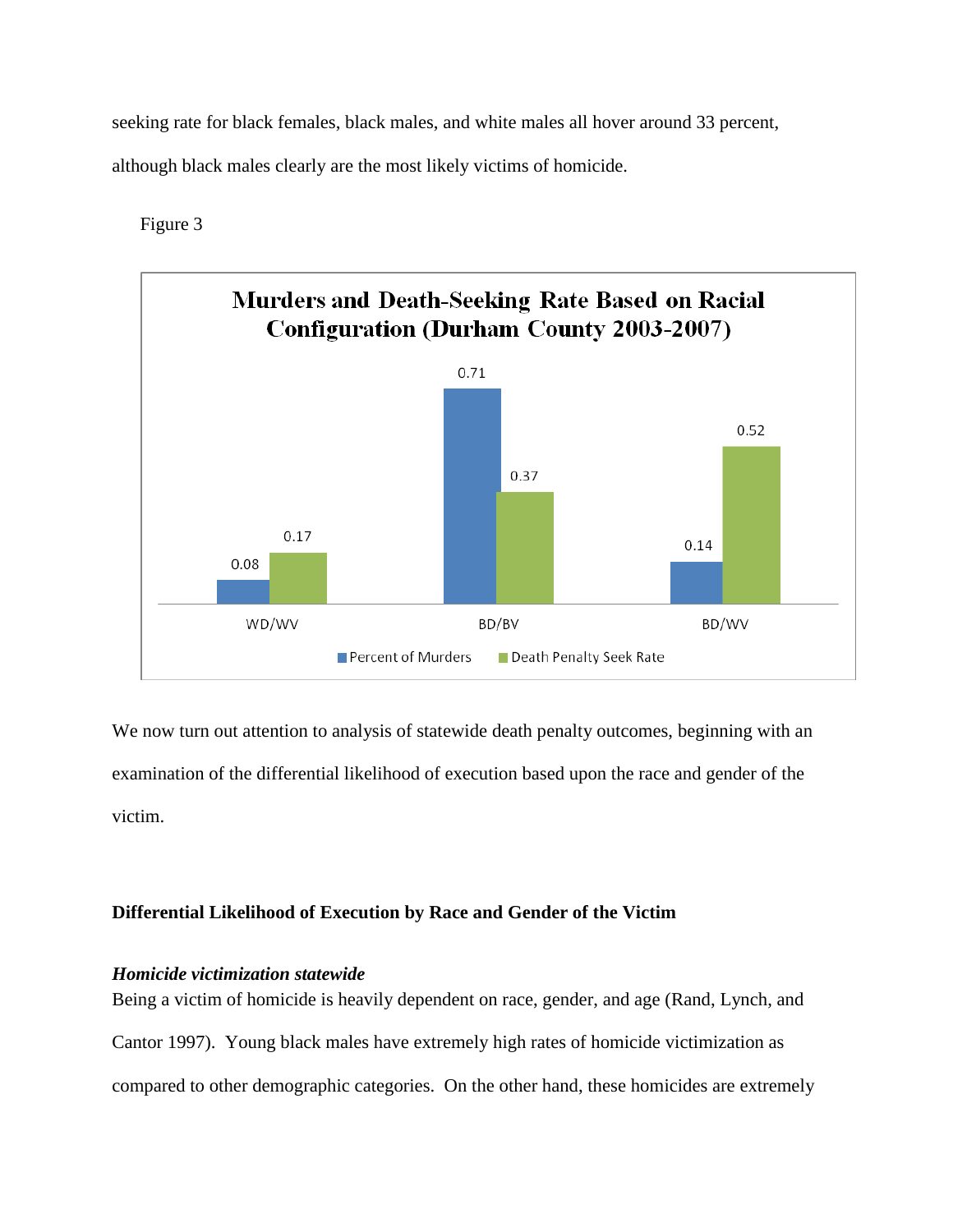seeking rate for black females, black males, and white males all hover around 33 percent, although black males clearly are the most likely victims of homicide.

Figure 3

**Murders and Death-Seeking Rate Based on Racial Configuration (Durham County 2003-2007)**

| | WD/WV | BD/BV | BD/WV |
|---|---|---|---|
| Percent of Murders | 0.08 | 0.71 | 0.14 |
| Death Penalty Seek Rate | 0.17 | 0.37 | 0.52 |

We now turn out attention to analysis of statewide death penalty outcomes, beginning with an examination of the differential likelihood of execution based upon the race and gender of the victim.

## Differential Likelihood of Execution by Race and Gender of the Victim

### *Homicide victimization statewide*

Being a victim of homicide is heavily dependent on race, gender, and age (Rand, Lynch, and Cantor 1997). Young black males have extremely high rates of homicide victimization as compared to other demographic categories. On the other hand, these homicides are extremely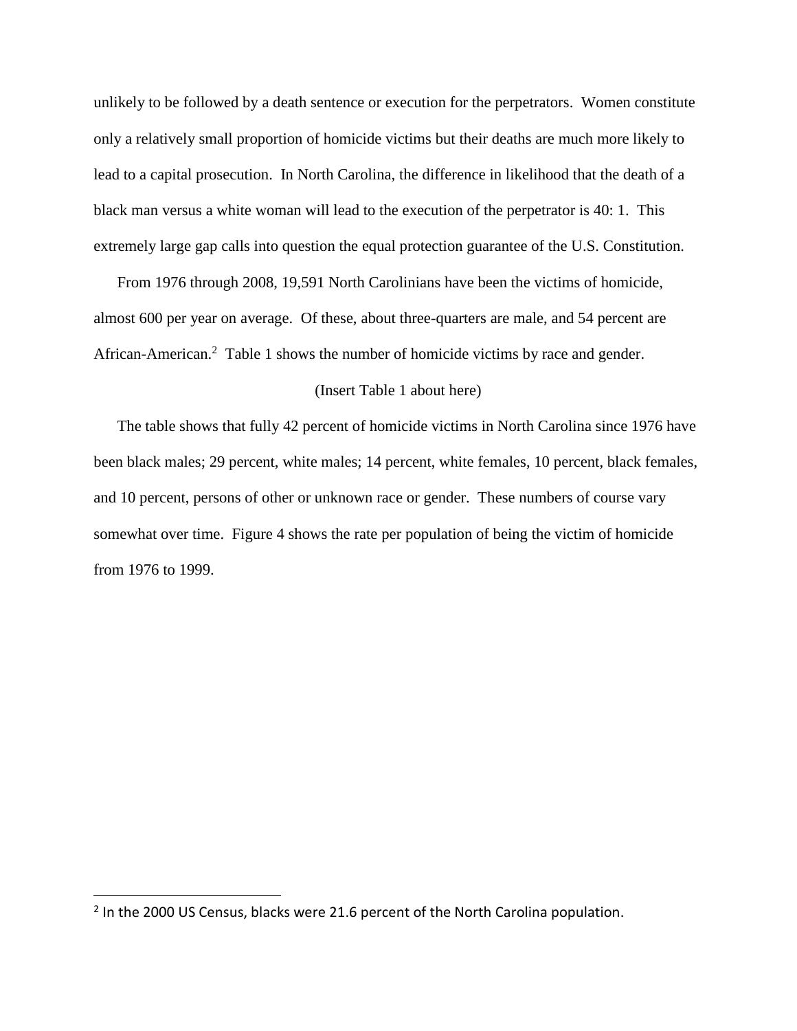unlikely to be followed by a death sentence or execution for the perpetrators. Women constitute only a relatively small proportion of homicide victims but their deaths are much more likely to lead to a capital prosecution. In North Carolina, the difference in likelihood that the death of a black man versus a white woman will lead to the execution of the perpetrator is 40: 1. This extremely large gap calls into question the equal protection guarantee of the U.S. Constitution.

From 1976 through 2008, 19,591 North Carolinians have been the victims of homicide, almost 600 per year on average. Of these, about three-quarters are male, and 54 percent are African-American.[2] Table 1 shows the number of homicide victims by race and gender.

(Insert Table 1 about here)

The table shows that fully 42 percent of homicide victims in North Carolina since 1976 have been black males; 29 percent, white males; 14 percent, white females, 10 percent, black females, and 10 percent, persons of other or unknown race or gender. These numbers of course vary somewhat over time. Figure 4 shows the rate per population of being the victim of homicide from 1976 to 1999.

---

[2] In the 2000 US Census, blacks were 21.6 percent of the North Carolina population.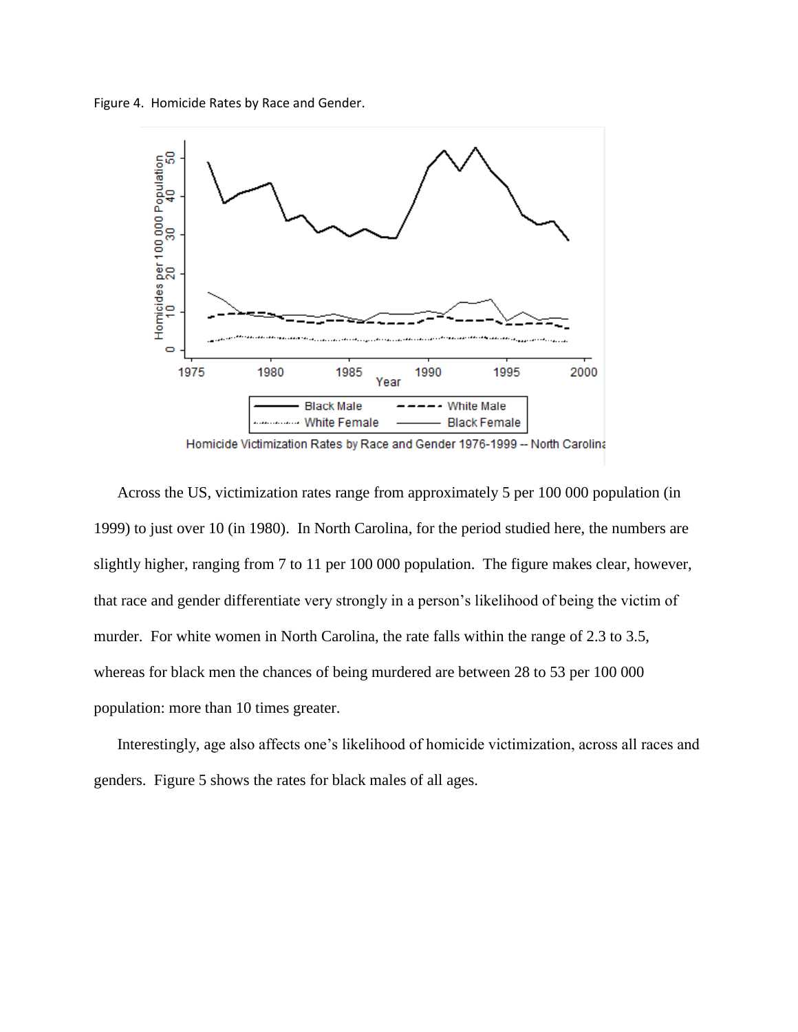Figure 4. Homicide Rates by Race and Gender.

Homicide Victimization Rates by Race and Gender 1976-1999 -- North Carolina

Across the US, victimization rates range from approximately 5 per 100 000 population (in 1999) to just over 10 (in 1980). In North Carolina, for the period studied here, the numbers are slightly higher, ranging from 7 to 11 per 100 000 population. The figure makes clear, however, that race and gender differentiate very strongly in a person's likelihood of being the victim of murder. For white women in North Carolina, the rate falls within the range of 2.3 to 3.5, whereas for black men the chances of being murdered are between 28 to 53 per 100 000 population: more than 10 times greater.

Interestingly, age also affects one's likelihood of homicide victimization, across all races and genders. Figure 5 shows the rates for black males of all ages.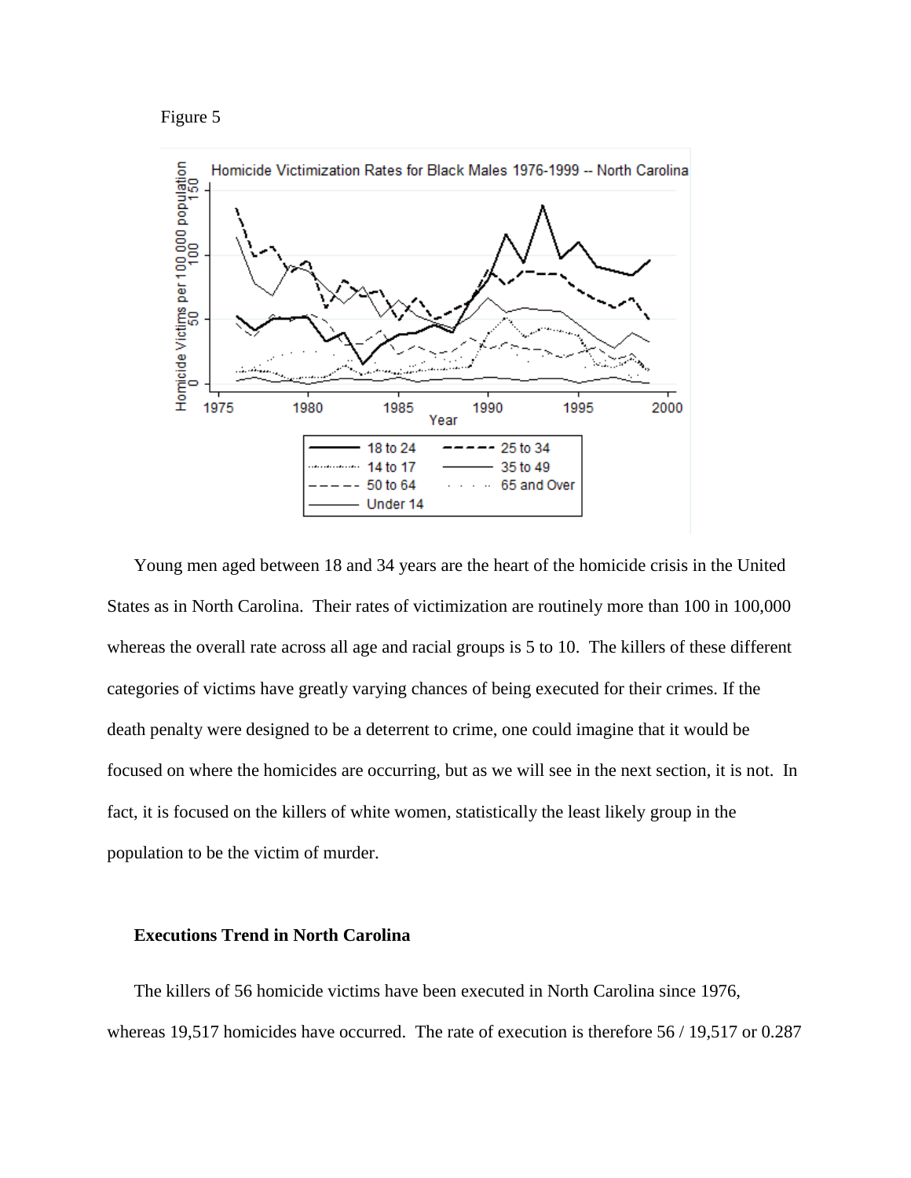Figure 5

Young men aged between 18 and 34 years are the heart of the homicide crisis in the United States as in North Carolina. Their rates of victimization are routinely more than 100 in 100,000 whereas the overall rate across all age and racial groups is 5 to 10. The killers of these different categories of victims have greatly varying chances of being executed for their crimes. If the death penalty were designed to be a deterrent to crime, one could imagine that it would be focused on where the homicides are occurring, but as we will see in the next section, it is not. In fact, it is focused on the killers of white women, statistically the least likely group in the population to be the victim of murder.

### Executions Trend in North Carolina

The killers of 56 homicide victims have been executed in North Carolina since 1976, whereas 19,517 homicides have occurred. The rate of execution is therefore 56 / 19,517 or 0.287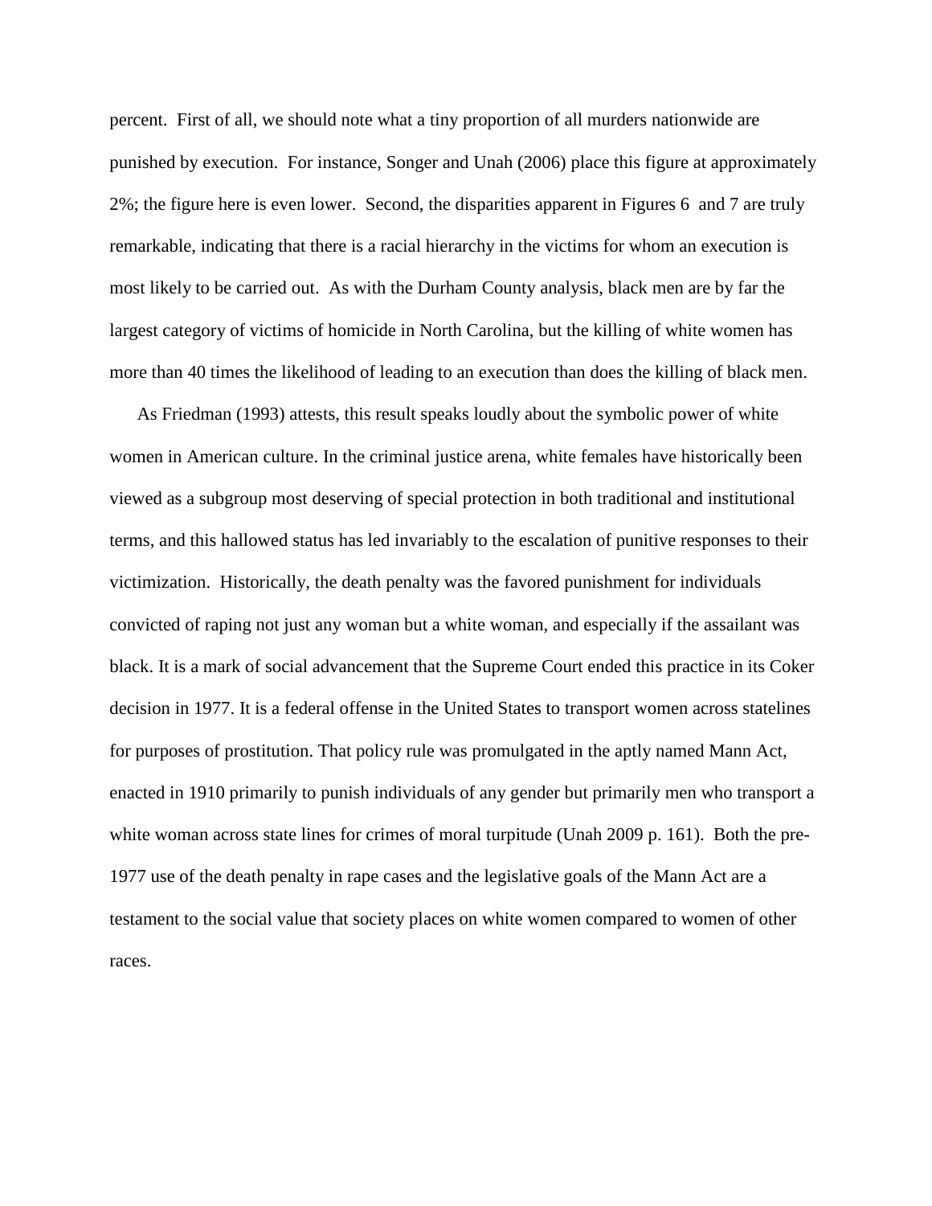percent. First of all, we should note what a tiny proportion of all murders nationwide are punished by execution. For instance, Songer and Unah (2006) place this figure at approximately 2%; the figure here is even lower. Second, the disparities apparent in Figures 6 and 7 are truly remarkable, indicating that there is a racial hierarchy in the victims for whom an execution is most likely to be carried out. As with the Durham County analysis, black men are by far the largest category of victims of homicide in North Carolina, but the killing of white women has more than 40 times the likelihood of leading to an execution than does the killing of black men.

As Friedman (1993) attests, this result speaks loudly about the symbolic power of white women in American culture. In the criminal justice arena, white females have historically been viewed as a subgroup most deserving of special protection in both traditional and institutional terms, and this hallowed status has led invariably to the escalation of punitive responses to their victimization. Historically, the death penalty was the favored punishment for individuals convicted of raping not just any woman but a white woman, and especially if the assailant was black. It is a mark of social advancement that the Supreme Court ended this practice in its Coker decision in 1977. It is a federal offense in the United States to transport women across statelines for purposes of prostitution. That policy rule was promulgated in the aptly named Mann Act, enacted in 1910 primarily to punish individuals of any gender but primarily men who transport a white woman across state lines for crimes of moral turpitude (Unah 2009 p. 161). Both the pre-1977 use of the death penalty in rape cases and the legislative goals of the Mann Act are a testament to the social value that society places on white women compared to women of other races.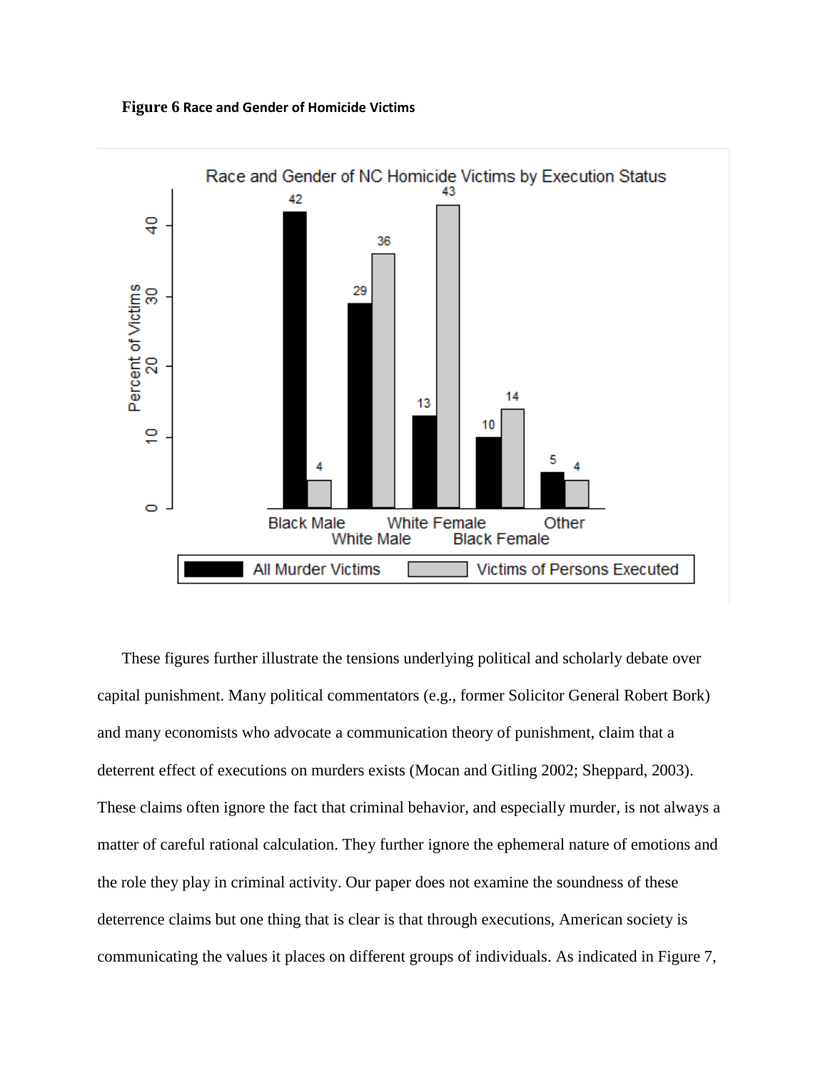**Figure 6** **Race and Gender of Homicide Victims**

These figures further illustrate the tensions underlying political and scholarly debate over capital punishment. Many political commentators (e.g., former Solicitor General Robert Bork) and many economists who advocate a communication theory of punishment, claim that a deterrent effect of executions on murders exists (Mocan and Gitling 2002; Sheppard, 2003). These claims often ignore the fact that criminal behavior, and especially murder, is not always a matter of careful rational calculation. They further ignore the ephemeral nature of emotions and the role they play in criminal activity. Our paper does not examine the soundness of these deterrence claims but one thing that is clear is that through executions, American society is communicating the values it places on different groups of individuals. As indicated in Figure 7,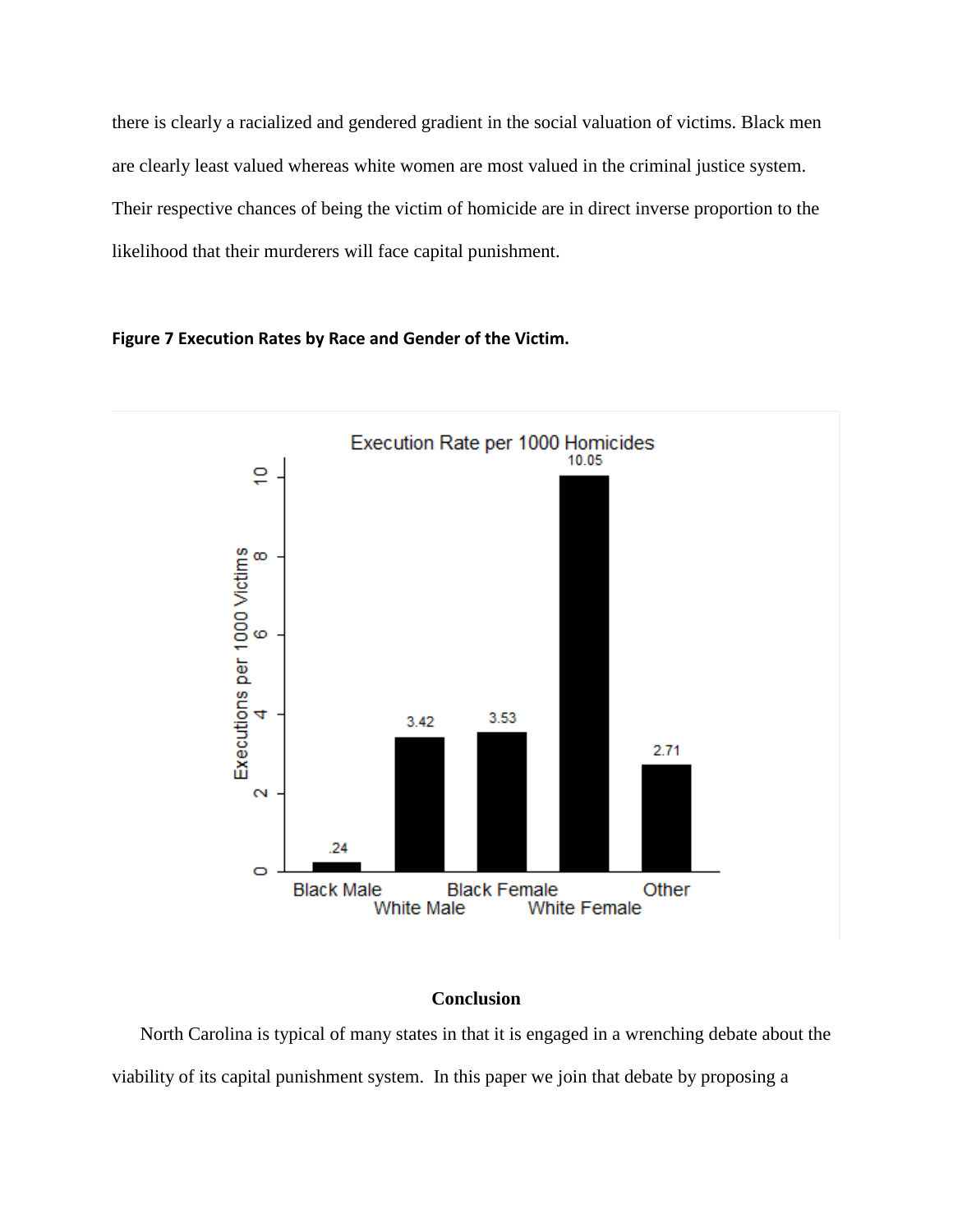there is clearly a racialized and gendered gradient in the social valuation of victims. Black men are clearly least valued whereas white women are most valued in the criminal justice system. Their respective chances of being the victim of homicide are in direct inverse proportion to the likelihood that their murderers will face capital punishment.

**Figure 7 Execution Rates by Race and Gender of the Victim.**

### Conclusion

North Carolina is typical of many states in that it is engaged in a wrenching debate about the viability of its capital punishment system. In this paper we join that debate by proposing a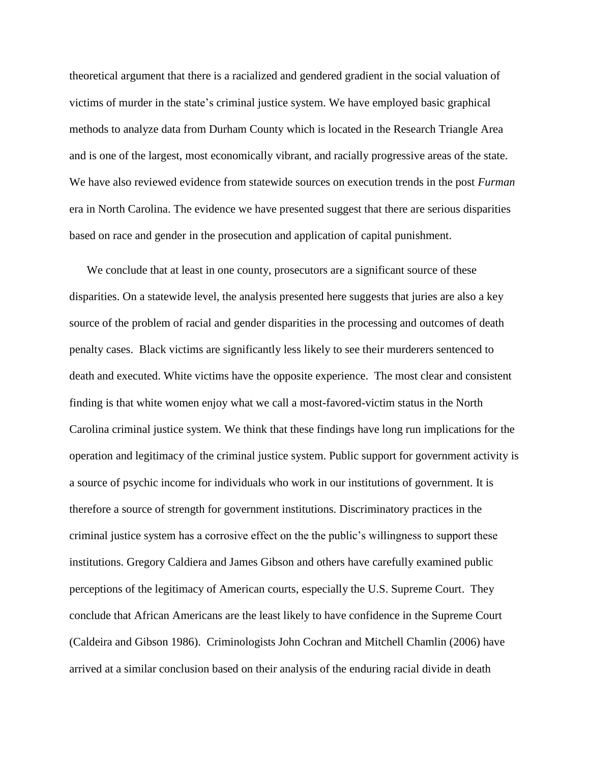theoretical argument that there is a racialized and gendered gradient in the social valuation of victims of murder in the state's criminal justice system. We have employed basic graphical methods to analyze data from Durham County which is located in the Research Triangle Area and is one of the largest, most economically vibrant, and racially progressive areas of the state. We have also reviewed evidence from statewide sources on execution trends in the post *Furman* era in North Carolina. The evidence we have presented suggest that there are serious disparities based on race and gender in the prosecution and application of capital punishment.

We conclude that at least in one county, prosecutors are a significant source of these disparities. On a statewide level, the analysis presented here suggests that juries are also a key source of the problem of racial and gender disparities in the processing and outcomes of death penalty cases. Black victims are significantly less likely to see their murderers sentenced to death and executed. White victims have the opposite experience. The most clear and consistent finding is that white women enjoy what we call a most-favored-victim status in the North Carolina criminal justice system. We think that these findings have long run implications for the operation and legitimacy of the criminal justice system. Public support for government activity is a source of psychic income for individuals who work in our institutions of government. It is therefore a source of strength for government institutions. Discriminatory practices in the criminal justice system has a corrosive effect on the the public's willingness to support these institutions. Gregory Caldiera and James Gibson and others have carefully examined public perceptions of the legitimacy of American courts, especially the U.S. Supreme Court. They conclude that African Americans are the least likely to have confidence in the Supreme Court (Caldeira and Gibson 1986). Criminologists John Cochran and Mitchell Chamlin (2006) have arrived at a similar conclusion based on their analysis of the enduring racial divide in death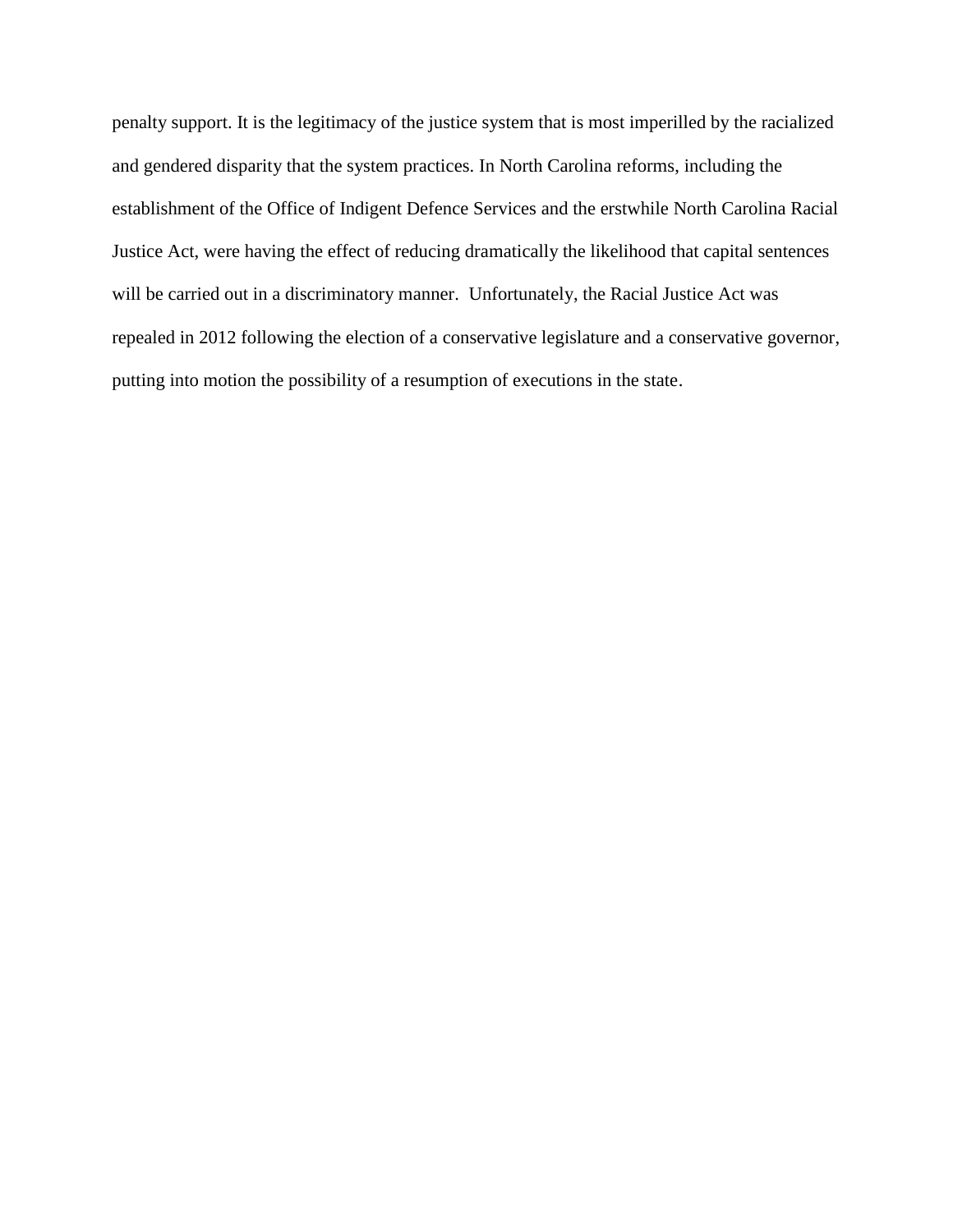penalty support. It is the legitimacy of the justice system that is most imperilled by the racialized and gendered disparity that the system practices. In North Carolina reforms, including the establishment of the Office of Indigent Defence Services and the erstwhile North Carolina Racial Justice Act, were having the effect of reducing dramatically the likelihood that capital sentences will be carried out in a discriminatory manner. Unfortunately, the Racial Justice Act was repealed in 2012 following the election of a conservative legislature and a conservative governor, putting into motion the possibility of a resumption of executions in the state.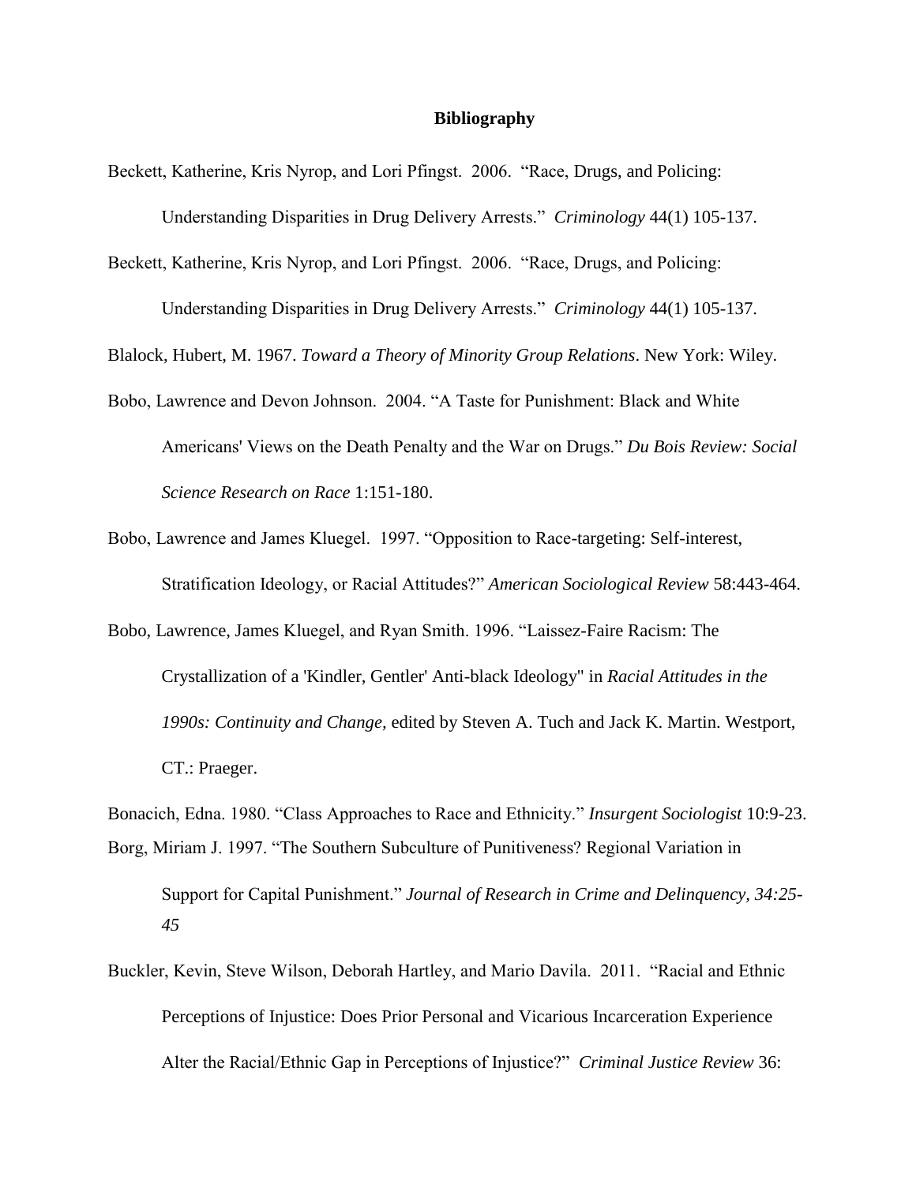# Bibliography

Beckett, Katherine, Kris Nyrop, and Lori Pfingst. 2006. "Race, Drugs, and Policing: Understanding Disparities in Drug Delivery Arrests." *Criminology* 44(1) 105-137.

Beckett, Katherine, Kris Nyrop, and Lori Pfingst. 2006. "Race, Drugs, and Policing: Understanding Disparities in Drug Delivery Arrests." *Criminology* 44(1) 105-137.

Blalock, Hubert, M. 1967. *Toward a Theory of Minority Group Relations*. New York: Wiley.

Bobo, Lawrence and Devon Johnson. 2004. "A Taste for Punishment: Black and White Americans' Views on the Death Penalty and the War on Drugs." *Du Bois Review: Social Science Research on Race* 1:151-180.

Bobo, Lawrence and James Kluegel. 1997. "Opposition to Race-targeting: Self-interest, Stratification Ideology, or Racial Attitudes?" *American Sociological Review* 58:443-464.

Bobo, Lawrence, James Kluegel, and Ryan Smith. 1996. "Laissez-Faire Racism: The Crystallization of a 'Kindler, Gentler' Anti-black Ideology" in *Racial Attitudes in the 1990s: Continuity and Change,* edited by Steven A. Tuch and Jack K. Martin. Westport, CT.: Praeger.

Bonacich, Edna. 1980. "Class Approaches to Race and Ethnicity." *Insurgent Sociologist* 10:9-23.

Borg, Miriam J. 1997. "The Southern Subculture of Punitiveness? Regional Variation in Support for Capital Punishment." *Journal of Research in Crime and Delinquency, 34:25-45*

Buckler, Kevin, Steve Wilson, Deborah Hartley, and Mario Davila. 2011. "Racial and Ethnic Perceptions of Injustice: Does Prior Personal and Vicarious Incarceration Experience Alter the Racial/Ethnic Gap in Perceptions of Injustice?" *Criminal Justice Review* 36: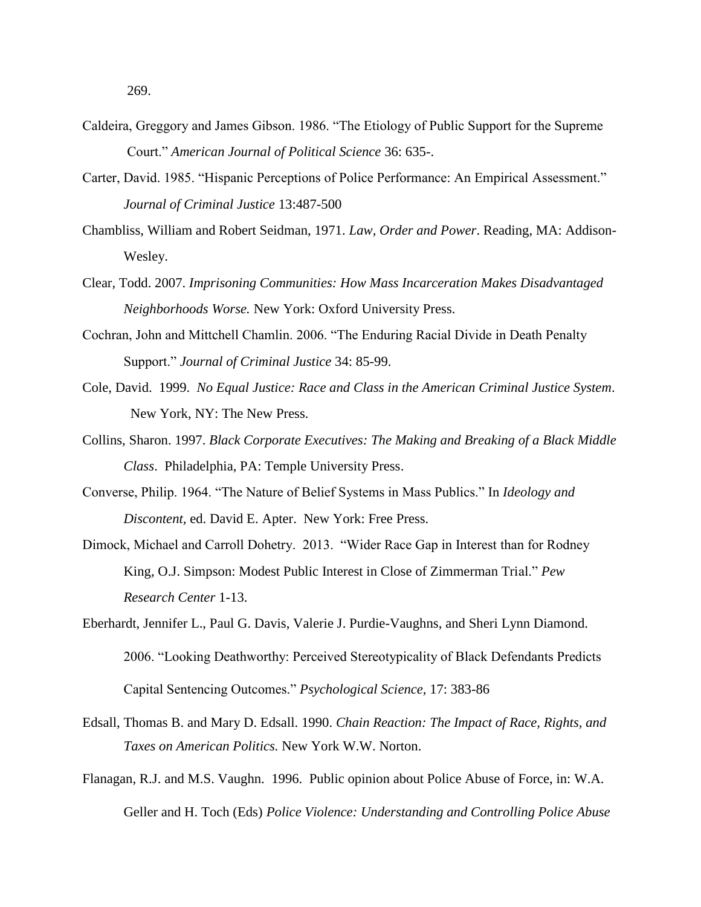269.

Caldeira, Greggory and James Gibson. 1986. "The Etiology of Public Support for the Supreme Court." *American Journal of Political Science* 36: 635-.

Carter, David. 1985. "Hispanic Perceptions of Police Performance: An Empirical Assessment." *Journal of Criminal Justice* 13:487-500

Chambliss, William and Robert Seidman, 1971. *Law, Order and Power*. Reading, MA: Addison-Wesley.

Clear, Todd. 2007. *Imprisoning Communities: How Mass Incarceration Makes Disadvantaged Neighborhoods Worse.* New York: Oxford University Press.

Cochran, John and Mittchell Chamlin. 2006. "The Enduring Racial Divide in Death Penalty Support." *Journal of Criminal Justice* 34: 85-99.

Cole, David. 1999. *No Equal Justice: Race and Class in the American Criminal Justice System*. New York, NY: The New Press.

Collins, Sharon. 1997. *Black Corporate Executives: The Making and Breaking of a Black Middle Class*. Philadelphia, PA: Temple University Press.

Converse, Philip. 1964. "The Nature of Belief Systems in Mass Publics." In *Ideology and Discontent,* ed. David E. Apter. New York: Free Press.

Dimock, Michael and Carroll Dohetry. 2013. "Wider Race Gap in Interest than for Rodney King, O.J. Simpson: Modest Public Interest in Close of Zimmerman Trial." *Pew Research Center* 1-13.

Eberhardt, Jennifer L., Paul G. Davis, Valerie J. Purdie-Vaughns, and Sheri Lynn Diamond. 2006. "Looking Deathworthy: Perceived Stereotypicality of Black Defendants Predicts Capital Sentencing Outcomes." *Psychological Science*, 17: 383-86

Edsall, Thomas B. and Mary D. Edsall. 1990. *Chain Reaction: The Impact of Race, Rights, and Taxes on American Politics.* New York W.W. Norton.

Flanagan, R.J. and M.S. Vaughn. 1996. Public opinion about Police Abuse of Force, in: W.A. Geller and H. Toch (Eds) *Police Violence: Understanding and Controlling Police Abuse*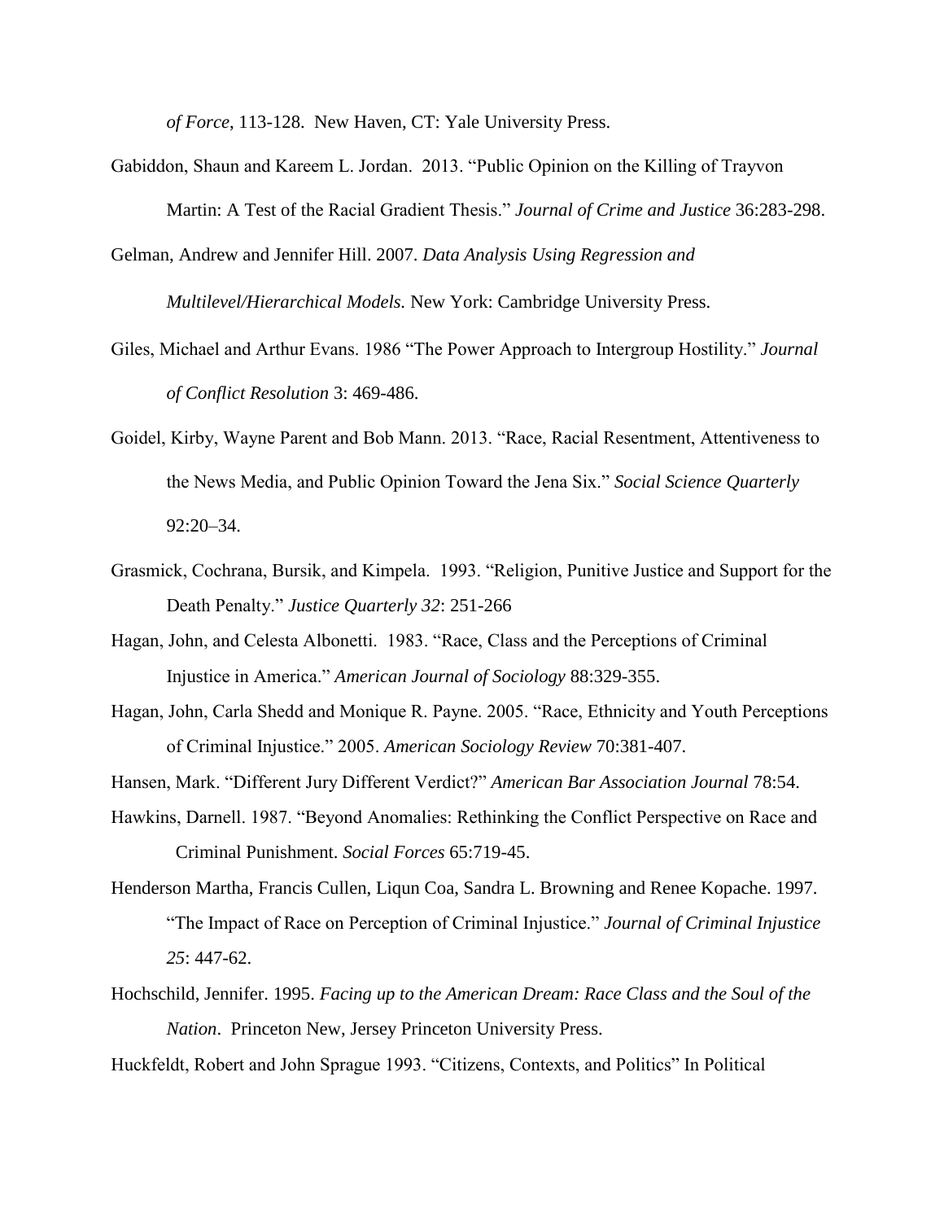*of Force*, 113-128. New Haven, CT: Yale University Press.

Gabiddon, Shaun and Kareem L. Jordan. 2013. "Public Opinion on the Killing of Trayvon Martin: A Test of the Racial Gradient Thesis." *Journal of Crime and Justice* 36:283-298.

Gelman, Andrew and Jennifer Hill. 2007. *Data Analysis Using Regression and Multilevel/Hierarchical Models.* New York: Cambridge University Press.

Giles, Michael and Arthur Evans. 1986 "The Power Approach to Intergroup Hostility." *Journal of Conflict Resolution* 3: 469-486.

Goidel, Kirby, Wayne Parent and Bob Mann. 2013. "Race, Racial Resentment, Attentiveness to the News Media, and Public Opinion Toward the Jena Six." *Social Science Quarterly* 92:20–34.

Grasmick, Cochrana, Bursik, and Kimpela. 1993. "Religion, Punitive Justice and Support for the Death Penalty." *Justice Quarterly 32*: 251-266

Hagan, John, and Celesta Albonetti. 1983. "Race, Class and the Perceptions of Criminal Injustice in America." *American Journal of Sociology* 88:329-355.

Hagan, John, Carla Shedd and Monique R. Payne. 2005. "Race, Ethnicity and Youth Perceptions of Criminal Injustice." 2005. *American Sociology Review* 70:381-407.

Hansen, Mark. "Different Jury Different Verdict?" *American Bar Association Journal* 78:54.

Hawkins, Darnell. 1987. "Beyond Anomalies: Rethinking the Conflict Perspective on Race and Criminal Punishment. *Social Forces* 65:719-45.

Henderson Martha, Francis Cullen, Liqun Coa, Sandra L. Browning and Renee Kopache. 1997. "The Impact of Race on Perception of Criminal Injustice." *Journal of Criminal Injustice 25*: 447-62.

Hochschild, Jennifer. 1995. *Facing up to the American Dream: Race Class and the Soul of the Nation*. Princeton New, Jersey Princeton University Press.

Huckfeldt, Robert and John Sprague 1993. "Citizens, Contexts, and Politics" In Political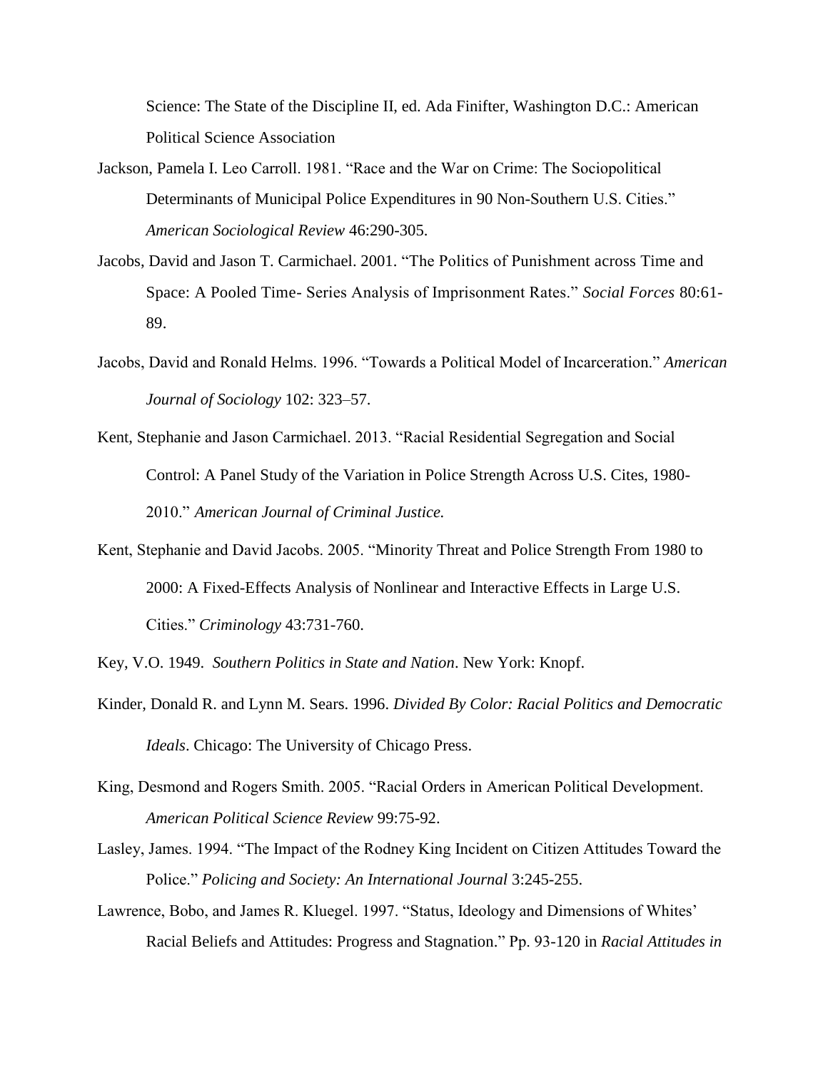Science: The State of the Discipline II, ed. Ada Finifter, Washington D.C.: American Political Science Association

Jackson, Pamela I. Leo Carroll. 1981. "Race and the War on Crime: The Sociopolitical Determinants of Municipal Police Expenditures in 90 Non-Southern U.S. Cities." *American Sociological Review* 46:290-305.

Jacobs, David and Jason T. Carmichael. 2001. "The Politics of Punishment across Time and Space: A Pooled Time- Series Analysis of Imprisonment Rates." *Social Forces* 80:61-89.

Jacobs, David and Ronald Helms. 1996. "Towards a Political Model of Incarceration." *American Journal of Sociology* 102: 323–57.

Kent, Stephanie and Jason Carmichael. 2013. "Racial Residential Segregation and Social Control: A Panel Study of the Variation in Police Strength Across U.S. Cites, 1980-2010." *American Journal of Criminal Justice.*

Kent, Stephanie and David Jacobs. 2005. "Minority Threat and Police Strength From 1980 to 2000: A Fixed-Effects Analysis of Nonlinear and Interactive Effects in Large U.S. Cities." *Criminology* 43:731-760.

Key, V.O. 1949. *Southern Politics in State and Nation*. New York: Knopf.

Kinder, Donald R. and Lynn M. Sears. 1996. *Divided By Color: Racial Politics and Democratic Ideals*. Chicago: The University of Chicago Press.

King, Desmond and Rogers Smith. 2005. "Racial Orders in American Political Development. *American Political Science Review* 99:75-92.

Lasley, James. 1994. "The Impact of the Rodney King Incident on Citizen Attitudes Toward the Police." *Policing and Society: An International Journal* 3:245-255.

Lawrence, Bobo, and James R. Kluegel. 1997. "Status, Ideology and Dimensions of Whites' Racial Beliefs and Attitudes: Progress and Stagnation." Pp. 93-120 in *Racial Attitudes in*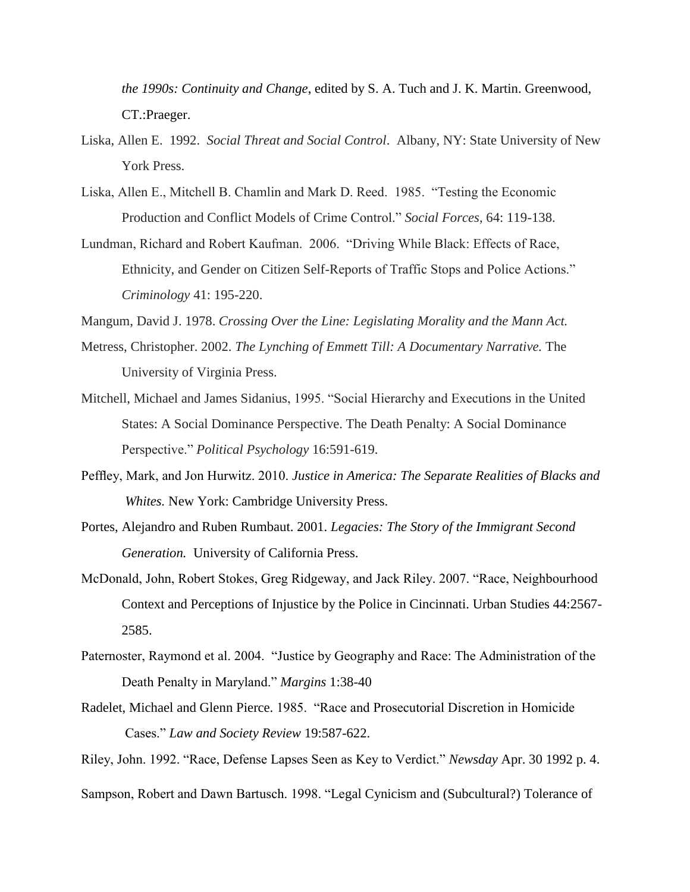*the 1990s: Continuity and Change*, edited by S. A. Tuch and J. K. Martin. Greenwood, CT.:Praeger.

Liska, Allen E. 1992. *Social Threat and Social Control*. Albany, NY: State University of New York Press.

Liska, Allen E., Mitchell B. Chamlin and Mark D. Reed. 1985. "Testing the Economic Production and Conflict Models of Crime Control." *Social Forces*, 64: 119-138.

Lundman, Richard and Robert Kaufman. 2006. "Driving While Black: Effects of Race, Ethnicity, and Gender on Citizen Self-Reports of Traffic Stops and Police Actions." *Criminology* 41: 195-220.

Mangum, David J. 1978. *Crossing Over the Line: Legislating Morality and the Mann Act.*

Metress, Christopher. 2002. *The Lynching of Emmett Till: A Documentary Narrative.* The University of Virginia Press.

Mitchell, Michael and James Sidanius, 1995. "Social Hierarchy and Executions in the United States: A Social Dominance Perspective. The Death Penalty: A Social Dominance Perspective." *Political Psychology* 16:591-619.

Peffley, Mark, and Jon Hurwitz. 2010. *Justice in America: The Separate Realities of Blacks and Whites.* New York: Cambridge University Press.

Portes, Alejandro and Ruben Rumbaut. 2001. *Legacies: The Story of the Immigrant Second Generation.* University of California Press.

McDonald, John, Robert Stokes, Greg Ridgeway, and Jack Riley. 2007. "Race, Neighbourhood Context and Perceptions of Injustice by the Police in Cincinnati. Urban Studies 44:2567-2585.

Paternoster, Raymond et al. 2004. "Justice by Geography and Race: The Administration of the Death Penalty in Maryland." *Margins* 1:38-40

Radelet, Michael and Glenn Pierce. 1985. "Race and Prosecutorial Discretion in Homicide Cases." *Law and Society Review* 19:587-622.

Riley, John. 1992. "Race, Defense Lapses Seen as Key to Verdict." *Newsday* Apr. 30 1992 p. 4.

Sampson, Robert and Dawn Bartusch. 1998. "Legal Cynicism and (Subcultural?) Tolerance of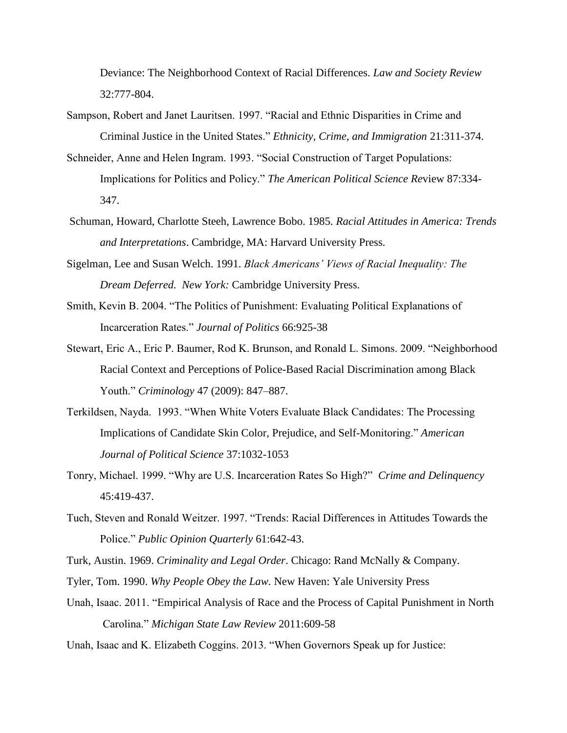Deviance: The Neighborhood Context of Racial Differences. *Law and Society Review* 32:777-804.

Sampson, Robert and Janet Lauritsen. 1997. "Racial and Ethnic Disparities in Crime and Criminal Justice in the United States." *Ethnicity, Crime, and Immigration* 21:311-374.

Schneider, Anne and Helen Ingram. 1993. "Social Construction of Target Populations: Implications for Politics and Policy." *The American Political Science Re*view 87:334-347.

Schuman, Howard, Charlotte Steeh, Lawrence Bobo. 1985. *Racial Attitudes in America: Trends and Interpretations*. Cambridge, MA: Harvard University Press.

Sigelman, Lee and Susan Welch. 1991. *Black Americans' Views of Racial Inequality: The Dream Deferred. New York:* Cambridge University Press.

Smith, Kevin B. 2004. "The Politics of Punishment: Evaluating Political Explanations of Incarceration Rates." *Journal of Politics* 66:925-38

Stewart, Eric A., Eric P. Baumer, Rod K. Brunson, and Ronald L. Simons. 2009. "Neighborhood Racial Context and Perceptions of Police-Based Racial Discrimination among Black Youth." *Criminology* 47 (2009): 847–887.

Terkildsen, Nayda. 1993. "When White Voters Evaluate Black Candidates: The Processing Implications of Candidate Skin Color, Prejudice, and Self-Monitoring." *American Journal of Political Science* 37:1032-1053

Tonry, Michael. 1999. "Why are U.S. Incarceration Rates So High?" *Crime and Delinquency* 45:419-437.

Tuch, Steven and Ronald Weitzer. 1997. "Trends: Racial Differences in Attitudes Towards the Police." *Public Opinion Quarterly* 61:642-43.

Turk, Austin. 1969. *Criminality and Legal Order*. Chicago: Rand McNally & Company.

Tyler, Tom. 1990. *Why People Obey the Law.* New Haven: Yale University Press

Unah, Isaac. 2011. "Empirical Analysis of Race and the Process of Capital Punishment in North Carolina." *Michigan State Law Review* 2011:609-58

Unah, Isaac and K. Elizabeth Coggins. 2013. "When Governors Speak up for Justice: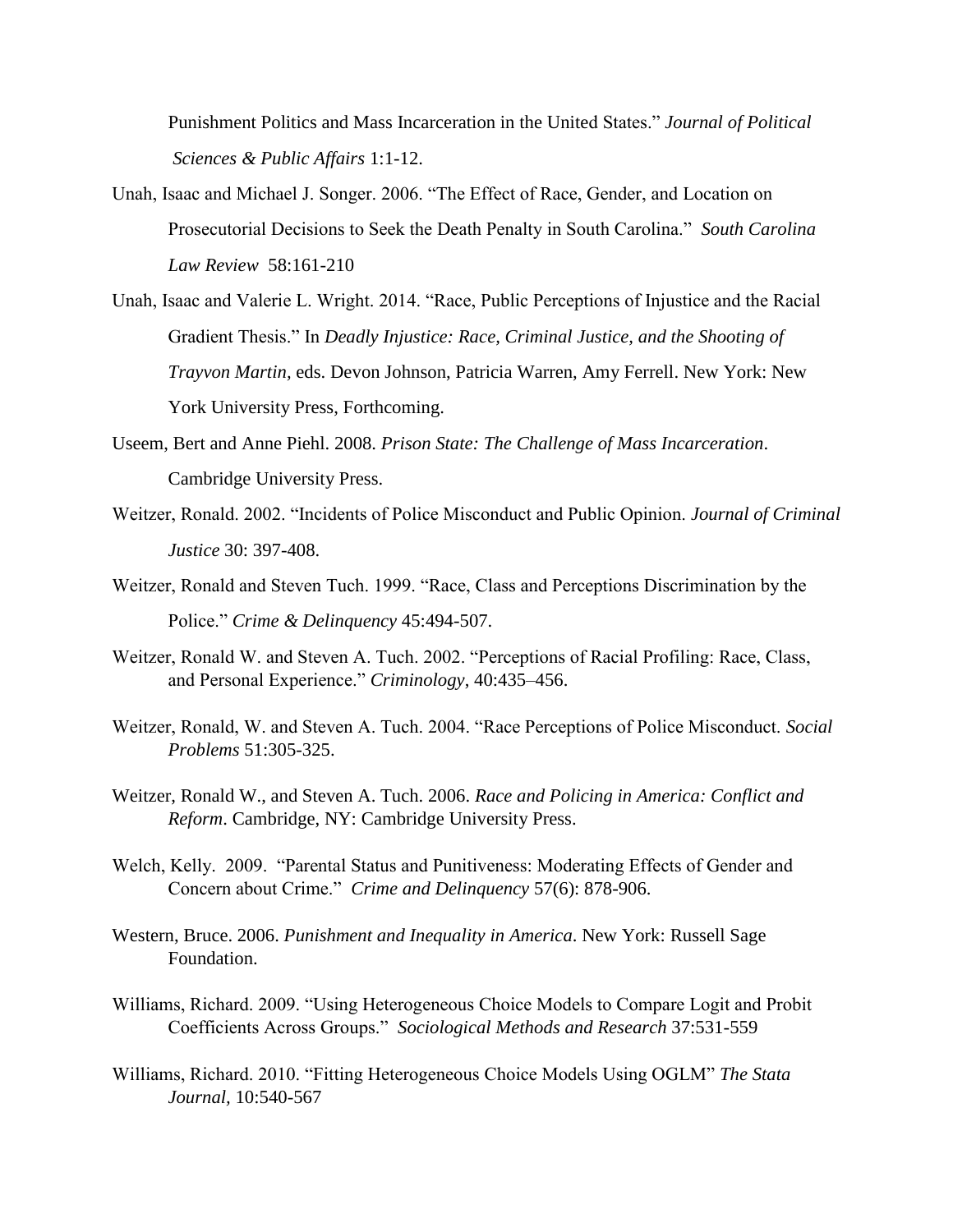Punishment Politics and Mass Incarceration in the United States." *Journal of Political Sciences & Public Affairs* 1:1-12.

Unah, Isaac and Michael J. Songer. 2006. "The Effect of Race, Gender, and Location on Prosecutorial Decisions to Seek the Death Penalty in South Carolina." *South Carolina Law Review* 58:161-210

Unah, Isaac and Valerie L. Wright. 2014. "Race, Public Perceptions of Injustice and the Racial Gradient Thesis." In *Deadly Injustice: Race, Criminal Justice, and the Shooting of Trayvon Martin,* eds. Devon Johnson, Patricia Warren, Amy Ferrell. New York: New York University Press, Forthcoming.

Useem, Bert and Anne Piehl. 2008. *Prison State: The Challenge of Mass Incarceration*. Cambridge University Press.

Weitzer, Ronald. 2002. "Incidents of Police Misconduct and Public Opinion. *Journal of Criminal Justice* 30: 397-408.

Weitzer, Ronald and Steven Tuch. 1999. "Race, Class and Perceptions Discrimination by the Police." *Crime & Delinquency* 45:494-507.

Weitzer, Ronald W. and Steven A. Tuch. 2002. "Perceptions of Racial Profiling: Race, Class, and Personal Experience." *Criminology*, 40:435–456.

Weitzer, Ronald, W. and Steven A. Tuch. 2004. "Race Perceptions of Police Misconduct. *Social Problems* 51:305-325.

Weitzer, Ronald W., and Steven A. Tuch. 2006. *Race and Policing in America: Conflict and Reform*. Cambridge, NY: Cambridge University Press.

Welch, Kelly. 2009. "Parental Status and Punitiveness: Moderating Effects of Gender and Concern about Crime." *Crime and Delinquency* 57(6): 878-906.

Western, Bruce. 2006. *Punishment and Inequality in America*. New York: Russell Sage Foundation.

Williams, Richard. 2009. "Using Heterogeneous Choice Models to Compare Logit and Probit Coefficients Across Groups." *Sociological Methods and Research* 37:531-559

Williams, Richard. 2010. "Fitting Heterogeneous Choice Models Using OGLM" *The Stata Journal,* 10:540-567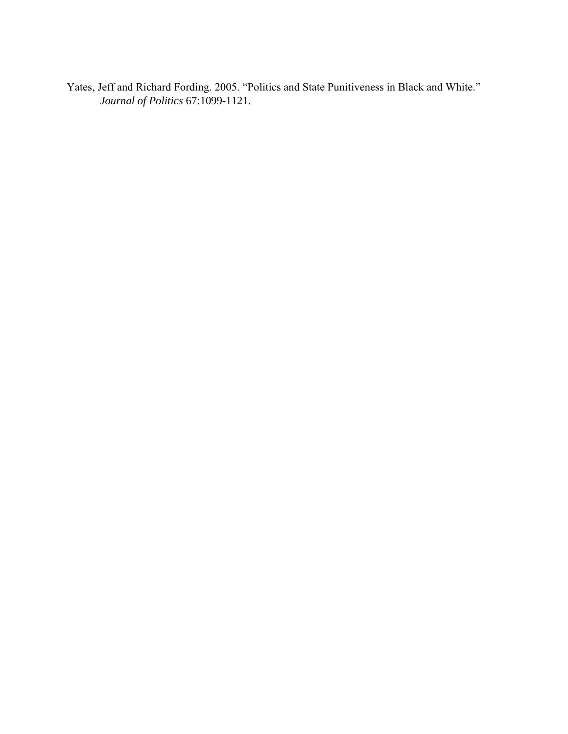Yates, Jeff and Richard Fording. 2005. "Politics and State Punitiveness in Black and White." *Journal of Politics* 67:1099-1121.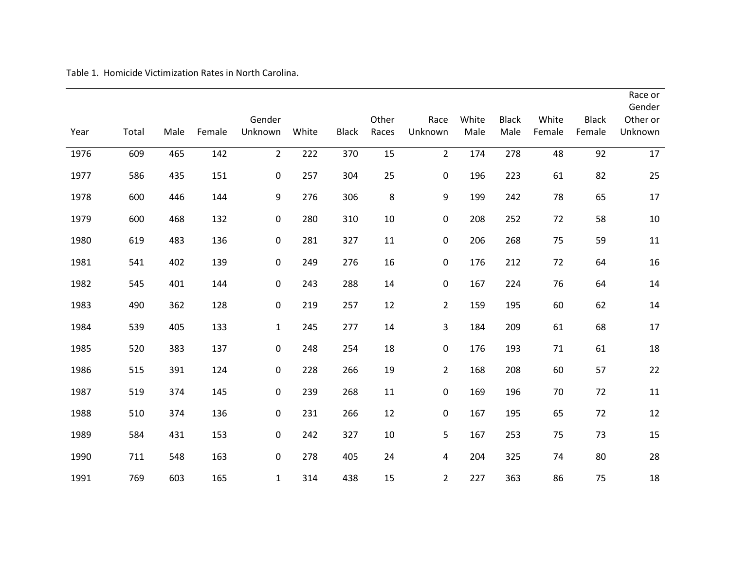Table 1. Homicide Victimization Rates in North Carolina.

| Year | Total | Male | Female | Gender Unknown | White | Black | Other Races | Race Unknown | White Male | Black Male | White Female | Black Female | Race or Gender Other or Unknown |
|---|---|---|---|---|---|---|---|---|---|---|---|---|---|
| 1976 | 609 | 465 | 142 | 2 | 222 | 370 | 15 | 2 | 174 | 278 | 48 | 92 | 17 |
| 1977 | 586 | 435 | 151 | 0 | 257 | 304 | 25 | 0 | 196 | 223 | 61 | 82 | 25 |
| 1978 | 600 | 446 | 144 | 9 | 276 | 306 | 8 | 9 | 199 | 242 | 78 | 65 | 17 |
| 1979 | 600 | 468 | 132 | 0 | 280 | 310 | 10 | 0 | 208 | 252 | 72 | 58 | 10 |
| 1980 | 619 | 483 | 136 | 0 | 281 | 327 | 11 | 0 | 206 | 268 | 75 | 59 | 11 |
| 1981 | 541 | 402 | 139 | 0 | 249 | 276 | 16 | 0 | 176 | 212 | 72 | 64 | 16 |
| 1982 | 545 | 401 | 144 | 0 | 243 | 288 | 14 | 0 | 167 | 224 | 76 | 64 | 14 |
| 1983 | 490 | 362 | 128 | 0 | 219 | 257 | 12 | 2 | 159 | 195 | 60 | 62 | 14 |
| 1984 | 539 | 405 | 133 | 1 | 245 | 277 | 14 | 3 | 184 | 209 | 61 | 68 | 17 |
| 1985 | 520 | 383 | 137 | 0 | 248 | 254 | 18 | 0 | 176 | 193 | 71 | 61 | 18 |
| 1986 | 515 | 391 | 124 | 0 | 228 | 266 | 19 | 2 | 168 | 208 | 60 | 57 | 22 |
| 1987 | 519 | 374 | 145 | 0 | 239 | 268 | 11 | 0 | 169 | 196 | 70 | 72 | 11 |
| 1988 | 510 | 374 | 136 | 0 | 231 | 266 | 12 | 0 | 167 | 195 | 65 | 72 | 12 |
| 1989 | 584 | 431 | 153 | 0 | 242 | 327 | 10 | 5 | 167 | 253 | 75 | 73 | 15 |
| 1990 | 711 | 548 | 163 | 0 | 278 | 405 | 24 | 4 | 204 | 325 | 74 | 80 | 28 |
| 1991 | 769 | 603 | 165 | 1 | 314 | 438 | 15 | 2 | 227 | 363 | 86 | 75 | 18 |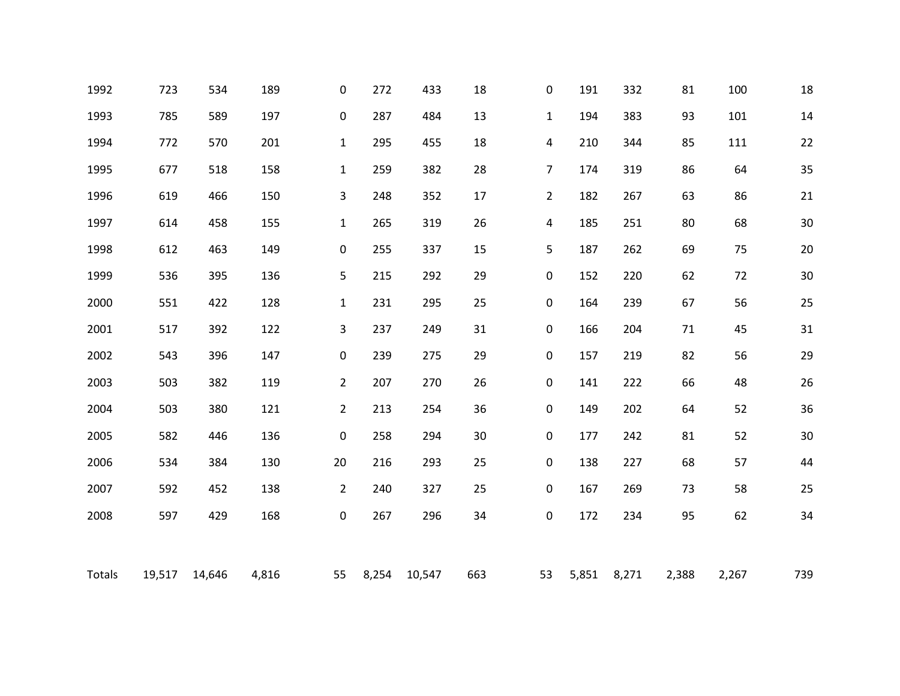| | | | | | | | | | | | | | |
|---|---|---|---|---|---|---|---|---|---|---|---|---|---|
| 1992 | 723 | 534 | 189 | 0 | 272 | 433 | 18 | 0 | 191 | 332 | 81 | 100 | 18 |
| 1993 | 785 | 589 | 197 | 0 | 287 | 484 | 13 | 1 | 194 | 383 | 93 | 101 | 14 |
| 1994 | 772 | 570 | 201 | 1 | 295 | 455 | 18 | 4 | 210 | 344 | 85 | 111 | 22 |
| 1995 | 677 | 518 | 158 | 1 | 259 | 382 | 28 | 7 | 174 | 319 | 86 | 64 | 35 |
| 1996 | 619 | 466 | 150 | 3 | 248 | 352 | 17 | 2 | 182 | 267 | 63 | 86 | 21 |
| 1997 | 614 | 458 | 155 | 1 | 265 | 319 | 26 | 4 | 185 | 251 | 80 | 68 | 30 |
| 1998 | 612 | 463 | 149 | 0 | 255 | 337 | 15 | 5 | 187 | 262 | 69 | 75 | 20 |
| 1999 | 536 | 395 | 136 | 5 | 215 | 292 | 29 | 0 | 152 | 220 | 62 | 72 | 30 |
| 2000 | 551 | 422 | 128 | 1 | 231 | 295 | 25 | 0 | 164 | 239 | 67 | 56 | 25 |
| 2001 | 517 | 392 | 122 | 3 | 237 | 249 | 31 | 0 | 166 | 204 | 71 | 45 | 31 |
| 2002 | 543 | 396 | 147 | 0 | 239 | 275 | 29 | 0 | 157 | 219 | 82 | 56 | 29 |
| 2003 | 503 | 382 | 119 | 2 | 207 | 270 | 26 | 0 | 141 | 222 | 66 | 48 | 26 |
| 2004 | 503 | 380 | 121 | 2 | 213 | 254 | 36 | 0 | 149 | 202 | 64 | 52 | 36 |
| 2005 | 582 | 446 | 136 | 0 | 258 | 294 | 30 | 0 | 177 | 242 | 81 | 52 | 30 |
| 2006 | 534 | 384 | 130 | 20 | 216 | 293 | 25 | 0 | 138 | 227 | 68 | 57 | 44 |
| 2007 | 592 | 452 | 138 | 2 | 240 | 327 | 25 | 0 | 167 | 269 | 73 | 58 | 25 |
| 2008 | 597 | 429 | 168 | 0 | 267 | 296 | 34 | 0 | 172 | 234 | 95 | 62 | 34 |
| | | | | | | | | | | | | | |
| Totals | 19,517 | 14,646 | 4,816 | 55 | 8,254 | 10,547 | 663 | 53 | 5,851 | 8,271 | 2,388 | 2,267 | 739 |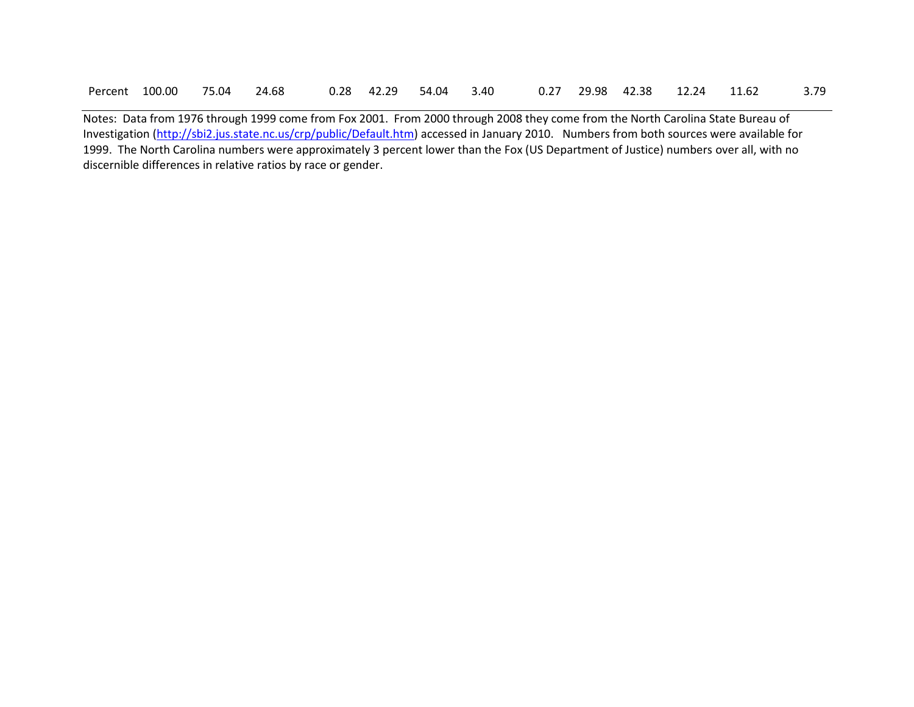| | | | | | | | | | | | | | |
|---|---|---|---|---|---|---|---|---|---|---|---|---|---|
| Percent | 100.00 | 75.04 | 24.68 | 0.28 | 42.29 | 54.04 | 3.40 | 0.27 | 29.98 | 42.38 | 12.24 | 11.62 | 3.79 |

Notes: Data from 1976 through 1999 come from Fox 2001. From 2000 through 2008 they come from the North Carolina State Bureau of Investigation (http://sbi2.jus.state.nc.us/crp/public/Default.htm) accessed in January 2010. Numbers from both sources were available for 1999. The North Carolina numbers were approximately 3 percent lower than the Fox (US Department of Justice) numbers over all, with no discernible differences in relative ratios by race or gender.